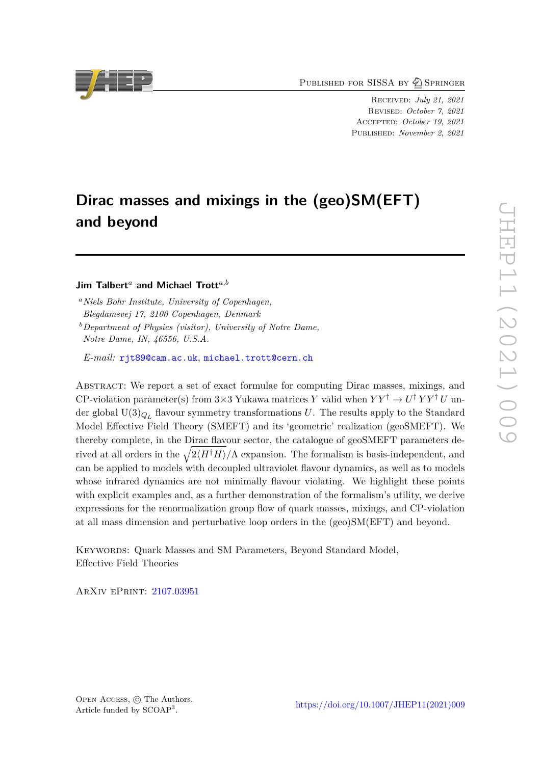Published for SISSA by Springer

Received: *July 21, 2021*
Revised: *October 7, 2021*
Accepted: *October 19, 2021*
Published: *November 2, 2021*

# Dirac masses and mixings in the (geo)SM(EFT) and beyond

**Jim Talbert**[a] **and Michael Trott**[a,b]

[a] *Niels Bohr Institute, University of Copenhagen, Blegdamsvej 17, 2100 Copenhagen, Denmark*

[b] *Department of Physics (visitor), University of Notre Dame, Notre Dame, IN, 46556, U.S.A.*

*E-mail:* rjt89@cam.ac.uk, michael.trott@cern.ch

Abstract: We report a set of exact formulae for computing Dirac masses, mixings, and CP-violation parameter(s) from $3{\times}3$ Yukawa matrices $Y$ valid when $YY^\dagger \to U^\dagger YY^\dagger U$ under global $\mathrm{U}(3)_{Q_L}$ flavour symmetry transformations $U$. The results apply to the Standard Model Effective Field Theory (SMEFT) and its 'geometric' realization (geoSMEFT). We thereby complete, in the Dirac flavour sector, the catalogue of geoSMEFT parameters derived at all orders in the $\sqrt{2\langle H^\dagger H\rangle}/\Lambda$ expansion. The formalism is basis-independent, and can be applied to models with decoupled ultraviolet flavour dynamics, as well as to models whose infrared dynamics are not minimally flavour violating. We highlight these points with explicit examples and, as a further demonstration of the formalism's utility, we derive expressions for the renormalization group flow of quark masses, mixings, and CP-violation at all mass dimension and perturbative loop orders in the (geo)SM(EFT) and beyond.

Keywords: Quark Masses and SM Parameters, Beyond Standard Model, Effective Field Theories

ArXiv ePrint: 2107.03951

Open Access, © The Authors.
Article funded by SCOAP[3].

https://doi.org/10.1007/JHEP11(2021)009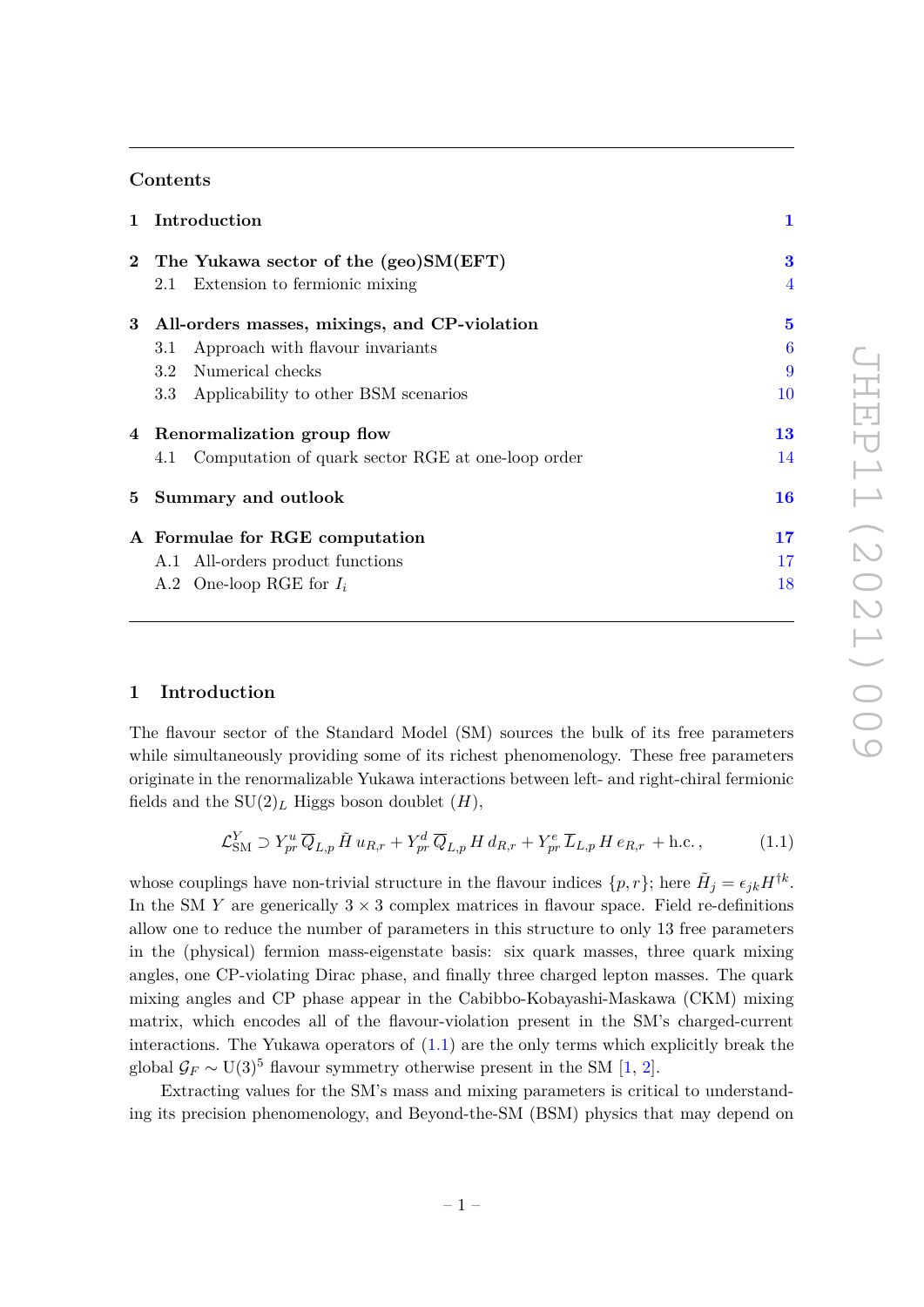## Contents

| | | |
|---|---|---|
| **1** | **Introduction** | **1** |
| **2** | **The Yukawa sector of the (geo)SM(EFT)** | **3** |
| | 2.1 Extension to fermionic mixing | 4 |
| **3** | **All-orders masses, mixings, and CP-violation** | **5** |
| | 3.1 Approach with flavour invariants | 6 |
| | 3.2 Numerical checks | 9 |
| | 3.3 Applicability to other BSM scenarios | 10 |
| **4** | **Renormalization group flow** | **13** |
| | 4.1 Computation of quark sector RGE at one-loop order | 14 |
| **5** | **Summary and outlook** | **16** |
| **A** | **Formulae for RGE computation** | **17** |
| | A.1 All-orders product functions | 17 |
| | A.2 One-loop RGE for $I_i$ | 18 |

# 1 Introduction

The flavour sector of the Standard Model (SM) sources the bulk of its free parameters while simultaneously providing some of its richest phenomenology. These free parameters originate in the renormalizable Yukawa interactions between left- and right-chiral fermionic fields and the $\mathrm{SU}(2)_L$ Higgs boson doublet ($H$),

$$\mathcal{L}^{Y}_{\rm SM} \supset Y^{u}_{pr}\, \overline{Q}_{L,p}\, \tilde{H}\, u_{R,r} + Y^{d}_{pr}\, \overline{Q}_{L,p}\, H\, d_{R,r} + Y^{e}_{pr}\, \overline{L}_{L,p}\, H\, e_{R,r} + \text{h.c.}\,, \tag{1.1}$$

whose couplings have non-trivial structure in the flavour indices $\{p, r\}$; here $\tilde{H}_j = \epsilon_{jk} H^{\dagger k}$. In the SM $Y$ are generically $3 \times 3$ complex matrices in flavour space. Field re-definitions allow one to reduce the number of parameters in this structure to only 13 free parameters in the (physical) fermion mass-eigenstate basis: six quark masses, three quark mixing angles, one CP-violating Dirac phase, and finally three charged lepton masses. The quark mixing angles and CP phase appear in the Cabibbo-Kobayashi-Maskawa (CKM) mixing matrix, which encodes all of the flavour-violation present in the SM's charged-current interactions. The Yukawa operators of (1.1) are the only terms which explicitly break the global $\mathcal{G}_F \sim \mathrm{U}(3)^5$ flavour symmetry otherwise present in the SM [1, 2].

Extracting values for the SM's mass and mixing parameters is critical to understanding its precision phenomenology, and Beyond-the-SM (BSM) physics that may depend on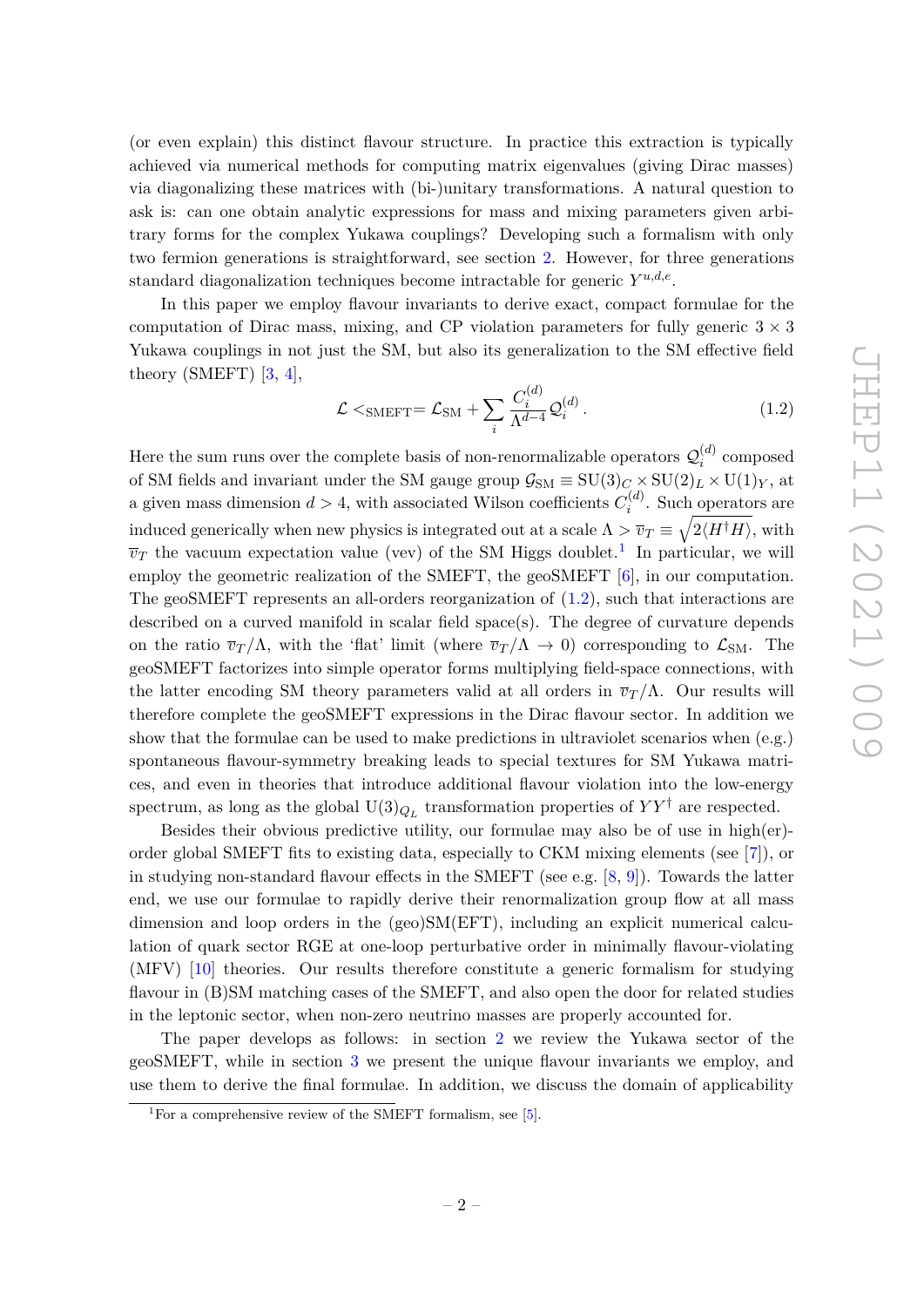(or even explain) this distinct flavour structure. In practice this extraction is typically achieved via numerical methods for computing matrix eigenvalues (giving Dirac masses) via diagonalizing these matrices with (bi-)unitary transformations. A natural question to ask is: can one obtain analytic expressions for mass and mixing parameters given arbitrary forms for the complex Yukawa couplings? Developing such a formalism with only two fermion generations is straightforward, see section 2. However, for three generations standard diagonalization techniques become intractable for generic $Y^{u,d,e}$.

In this paper we employ flavour invariants to derive exact, compact formulae for the computation of Dirac mass, mixing, and CP violation parameters for fully generic $3\times 3$ Yukawa couplings in not just the SM, but also its generalization to the SM effective field theory (SMEFT) [3, 4],

$$\mathcal{L} <_{\rm SMEFT} = \mathcal{L}_{\rm SM} + \sum_i \frac{C_i^{(d)}}{\Lambda^{d-4}} \mathcal{Q}_i^{(d)} \,. \tag{1.2}$$

Here the sum runs over the complete basis of non-renormalizable operators $\mathcal{Q}_i^{(d)}$ composed of SM fields and invariant under the SM gauge group $\mathcal{G}_{\rm SM} \equiv {\rm SU}(3)_C \times {\rm SU}(2)_L \times {\rm U}(1)_Y$, at a given mass dimension $d > 4$, with associated Wilson coefficients $C_i^{(d)}$. Such operators are induced generically when new physics is integrated out at a scale $\Lambda > \overline{v}_T \equiv \sqrt{2\langle H^\dagger H\rangle}$, with $\overline{v}_T$ the vacuum expectation value (vev) of the SM Higgs doublet.[1] In particular, we will employ the geometric realization of the SMEFT, the geoSMEFT [6], in our computation. The geoSMEFT represents an all-orders reorganization of (1.2), such that interactions are described on a curved manifold in scalar field space(s). The degree of curvature depends on the ratio $\overline{v}_T/\Lambda$, with the 'flat' limit (where $\overline{v}_T/\Lambda \to 0$) corresponding to $\mathcal{L}_{\rm SM}$. The geoSMEFT factorizes into simple operator forms multiplying field-space connections, with the latter encoding SM theory parameters valid at all orders in $\overline{v}_T/\Lambda$. Our results will therefore complete the geoSMEFT expressions in the Dirac flavour sector. In addition we show that the formulae can be used to make predictions in ultraviolet scenarios when (e.g.) spontaneous flavour-symmetry breaking leads to special textures for SM Yukawa matrices, and even in theories that introduce additional flavour violation into the low-energy spectrum, as long as the global ${\rm U}(3)_{Q_L}$ transformation properties of $YY^\dagger$ are respected.

Besides their obvious predictive utility, our formulae may also be of use in high(er)-order global SMEFT fits to existing data, especially to CKM mixing elements (see [7]), or in studying non-standard flavour effects in the SMEFT (see e.g. [8, 9]). Towards the latter end, we use our formulae to rapidly derive their renormalization group flow at all mass dimension and loop orders in the (geo)SM(EFT), including an explicit numerical calculation of quark sector RGE at one-loop perturbative order in minimally flavour-violating (MFV) [10] theories. Our results therefore constitute a generic formalism for studying flavour in (B)SM matching cases of the SMEFT, and also open the door for related studies in the leptonic sector, when non-zero neutrino masses are properly accounted for.

The paper develops as follows: in section 2 we review the Yukawa sector of the geoSMEFT, while in section 3 we present the unique flavour invariants we employ, and use them to derive the final formulae. In addition, we discuss the domain of applicability

[1] For a comprehensive review of the SMEFT formalism, see [5].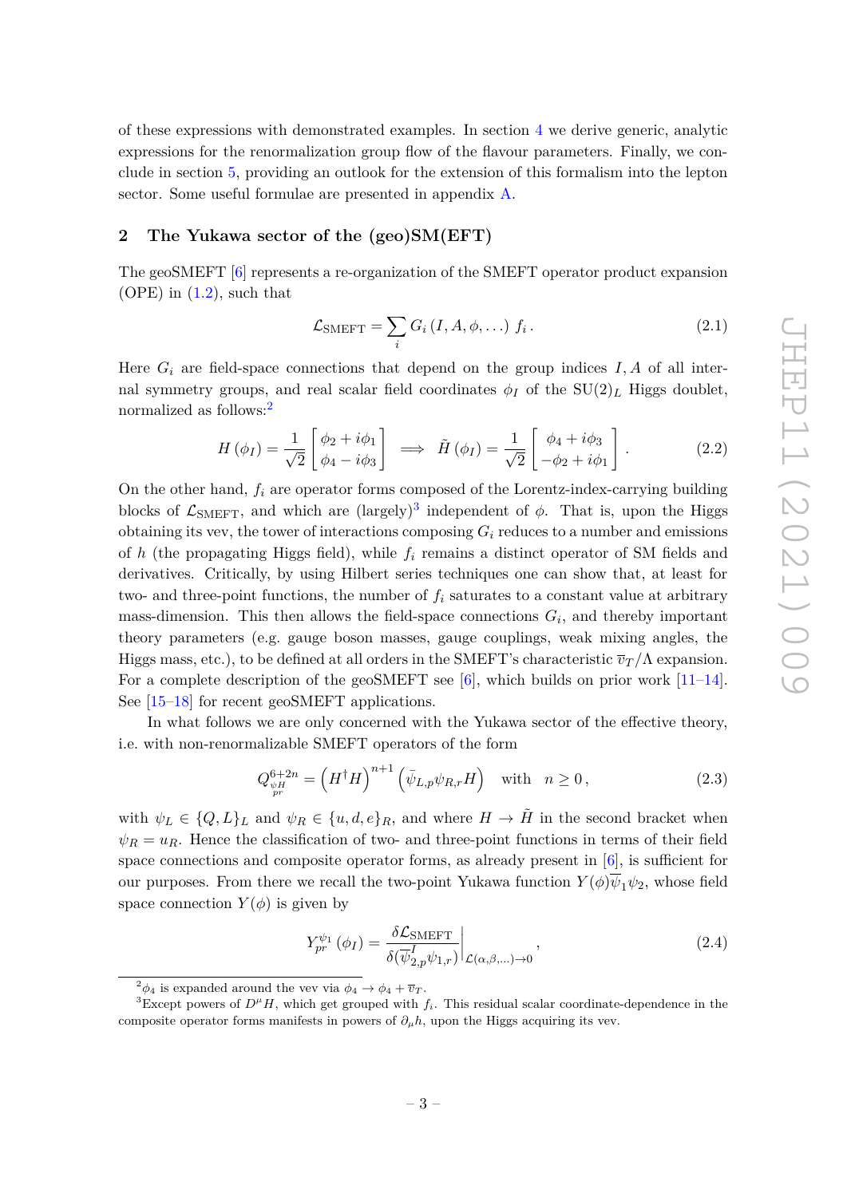of these expressions with demonstrated examples. In section 4 we derive generic, analytic expressions for the renormalization group flow of the flavour parameters. Finally, we conclude in section 5, providing an outlook for the extension of this formalism into the lepton sector. Some useful formulae are presented in appendix A.

## 2 The Yukawa sector of the (geo)SM(EFT)

The geoSMEFT [6] represents a re-organization of the SMEFT operator product expansion (OPE) in (1.2), such that

$$\mathcal{L}_{\rm SMEFT} = \sum_i G_i\left(I, A, \phi, \ldots\right) f_i\,. \tag{2.1}$$

Here $G_i$ are field-space connections that depend on the group indices $I, A$ of all internal symmetry groups, and real scalar field coordinates $\phi_I$ of the $\mathrm{SU}(2)_L$ Higgs doublet, normalized as follows:[2]

$$H\left(\phi_I\right) = \frac{1}{\sqrt{2}}\begin{bmatrix} \phi_2 + i\phi_1 \\ \phi_4 - i\phi_3 \end{bmatrix} \implies \tilde{H}\left(\phi_I\right) = \frac{1}{\sqrt{2}}\begin{bmatrix} \phi_4 + i\phi_3 \\ -\phi_2 + i\phi_1 \end{bmatrix}. \tag{2.2}$$

On the other hand, $f_i$ are operator forms composed of the Lorentz-index-carrying building blocks of $\mathcal{L}_{\rm SMEFT}$, and which are (largely)[3] independent of $\phi$. That is, upon the Higgs obtaining its vev, the tower of interactions composing $G_i$ reduces to a number and emissions of $h$ (the propagating Higgs field), while $f_i$ remains a distinct operator of SM fields and derivatives. Critically, by using Hilbert series techniques one can show that, at least for two- and three-point functions, the number of $f_i$ saturates to a constant value at arbitrary mass-dimension. This then allows the field-space connections $G_i$, and thereby important theory parameters (e.g. gauge boson masses, gauge couplings, weak mixing angles, the Higgs mass, etc.), to be defined at all orders in the SMEFT's characteristic $\overline{v}_T/\Lambda$ expansion. For a complete description of the geoSMEFT see [6], which builds on prior work [11–14]. See [15–18] for recent geoSMEFT applications.

In what follows we are only concerned with the Yukawa sector of the effective theory, i.e. with non-renormalizable SMEFT operators of the form

$$Q^{6+2n}_{\substack{\psi H \\ pr}} = \left(H^\dagger H\right)^{n+1}\left(\bar{\psi}_{L,p}\psi_{R,r}H\right) \quad \text{with} \quad n \geq 0\,, \tag{2.3}$$

with $\psi_L \in \{Q, L\}_L$ and $\psi_R \in \{u, d, e\}_R$, and where $H \to \tilde{H}$ in the second bracket when $\psi_R = u_R$. Hence the classification of two- and three-point functions in terms of their field space connections and composite operator forms, as already present in [6], is sufficient for our purposes. From there we recall the two-point Yukawa function $Y(\phi)\overline{\psi}_1\psi_2$, whose field space connection $Y(\phi)$ is given by

$$Y^{\psi_1}_{pr}\left(\phi_I\right) = \frac{\delta \mathcal{L}_{\rm SMEFT}}{\delta(\overline{\psi}^I_{2,p}\psi_{1,r})}\bigg|_{\mathcal{L}(\alpha,\beta,\ldots)\to 0}\,, \tag{2.4}$$

---

[2] $\phi_4$ is expanded around the vev via $\phi_4 \to \phi_4 + \overline{v}_T$.

[3] Except powers of $D^\mu H$, which get grouped with $f_i$. This residual scalar coordinate-dependence in the composite operator forms manifests in powers of $\partial_\mu h$, upon the Higgs acquiring its vev.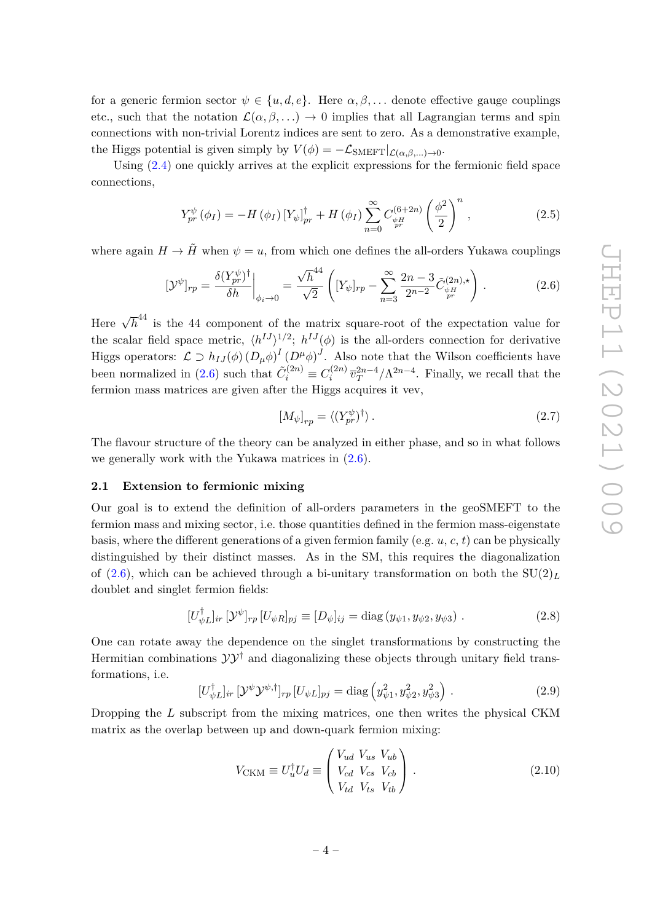for a generic fermion sector $\psi \in \{u, d, e\}$. Here $\alpha, \beta, \ldots$ denote effective gauge couplings etc., such that the notation $\mathcal{L}(\alpha, \beta, \ldots) \to 0$ implies that all Lagrangian terms and spin connections with non-trivial Lorentz indices are sent to zero. As a demonstrative example, the Higgs potential is given simply by $V(\phi) = -\mathcal{L}_{\rm SMEFT}|_{\mathcal{L}(\alpha,\beta,\ldots)\to 0}$.

Using (2.4) one quickly arrives at the explicit expressions for the fermionic field space connections,

$$Y^{\psi}_{pr}(\phi_I) = -H(\phi_I)\,[Y_\psi]^\dagger_{pr} + H(\phi_I)\sum_{n=0}^{\infty} C^{(6+2n)}_{\substack{\psi H \\ pr}}\left(\frac{\phi^2}{2}\right)^n , \tag{2.5}$$

where again $H \to \tilde{H}$ when $\psi = u$, from which one defines the all-orders Yukawa couplings

$$[\mathcal{Y}^{\psi}]_{rp} = \frac{\delta (Y^{\psi}_{pr})^\dagger}{\delta h}\bigg|_{\phi_i \to 0} = \frac{\sqrt{h}^{44}}{\sqrt{2}}\left([Y_\psi]_{rp} - \sum_{n=3}^{\infty}\frac{2n-3}{2^{n-2}}\tilde{C}^{(2n),\star}_{\substack{\psi H \\ pr}}\right) . \tag{2.6}$$

Here $\sqrt{h}^{44}$ is the 44 component of the matrix square-root of the expectation value for the scalar field space metric, $\langle h^{IJ}\rangle^{1/2}$; $h^{IJ}(\phi)$ is the all-orders connection for derivative Higgs operators: $\mathcal{L} \supset h_{IJ}(\phi)\,(D_\mu\phi)^I\,(D^\mu\phi)^J$. Also note that the Wilson coefficients have been normalized in (2.6) such that $\tilde{C}^{(2n)}_i \equiv C^{(2n)}_i\,\bar{v}_T^{2n-4}/\Lambda^{2n-4}$. Finally, we recall that the fermion mass matrices are given after the Higgs acquires it vev,

$$[M_\psi]_{rp} = \langle (Y^{\psi}_{pr})^\dagger \rangle . \tag{2.7}$$

The flavour structure of the theory can be analyzed in either phase, and so in what follows we generally work with the Yukawa matrices in (2.6).

### 2.1 Extension to fermionic mixing

Our goal is to extend the definition of all-orders parameters in the geoSMEFT to the fermion mass and mixing sector, i.e. those quantities defined in the fermion mass-eigenstate basis, where the different generations of a given fermion family (e.g. $u$, $c$, $t$) can be physically distinguished by their distinct masses. As in the SM, this requires the diagonalization of (2.6), which can be achieved through a bi-unitary transformation on both the $\mathrm{SU}(2)_L$ doublet and singlet fermion fields:

$$[U^\dagger_{\psi L}]_{ir}\,[\mathcal{Y}^\psi]_{rp}\,[U_{\psi R}]_{pj} \equiv [D_\psi]_{ij} = \mathrm{diag}\left(y_{\psi 1}, y_{\psi 2}, y_{\psi 3}\right) . \tag{2.8}$$

One can rotate away the dependence on the singlet transformations by constructing the Hermitian combinations $\mathcal{Y}\mathcal{Y}^\dagger$ and diagonalizing these objects through unitary field transformations, i.e.

$$[U^\dagger_{\psi L}]_{ir}\,[\mathcal{Y}^\psi\mathcal{Y}^{\psi,\dagger}]_{rp}\,[U_{\psi L}]_{pj} = \mathrm{diag}\left(y^2_{\psi 1}, y^2_{\psi 2}, y^2_{\psi 3}\right) . \tag{2.9}$$

Dropping the $L$ subscript from the mixing matrices, one then writes the physical CKM matrix as the overlap between up and down-quark fermion mixing:

$$V_{\rm CKM} \equiv U^\dagger_u U_d \equiv \begin{pmatrix} V_{ud} & V_{us} & V_{ub} \\ V_{cd} & V_{cs} & V_{cb} \\ V_{td} & V_{ts} & V_{tb} \end{pmatrix} . \tag{2.10}$$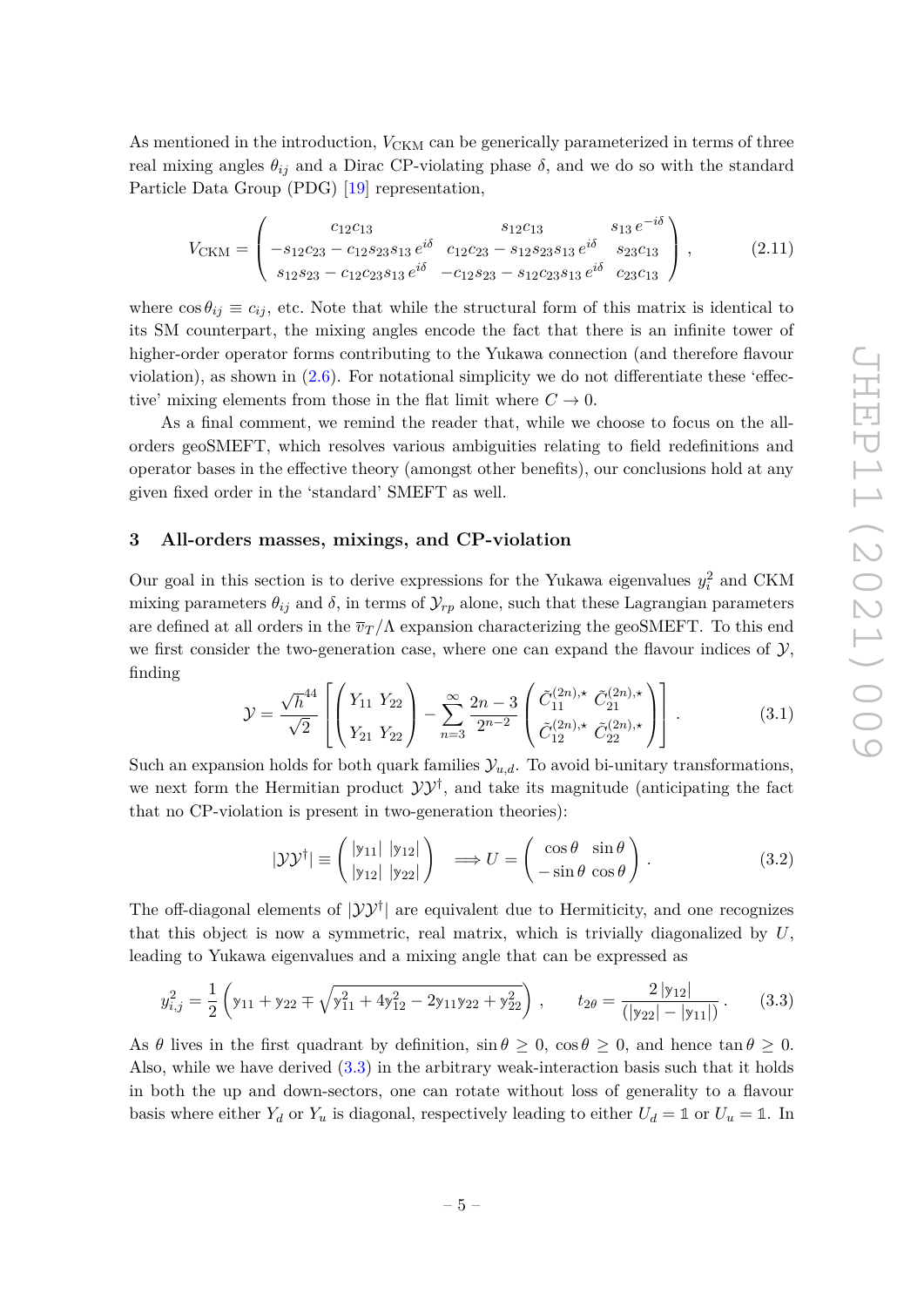As mentioned in the introduction, $V_{\rm CKM}$ can be generically parameterized in terms of three real mixing angles $\theta_{ij}$ and a Dirac CP-violating phase $\delta$, and we do so with the standard Particle Data Group (PDG) [19] representation,

$$V_{\rm CKM} = \begin{pmatrix} c_{12}c_{13} & s_{12}c_{13} & s_{13}\,e^{-i\delta} \\ -s_{12}c_{23} - c_{12}s_{23}s_{13}\,e^{i\delta} & c_{12}c_{23} - s_{12}s_{23}s_{13}\,e^{i\delta} & s_{23}c_{13} \\ s_{12}s_{23} - c_{12}c_{23}s_{13}\,e^{i\delta} & -c_{12}s_{23} - s_{12}c_{23}s_{13}\,e^{i\delta} & c_{23}c_{13} \end{pmatrix}, \tag{2.11}$$

where $\cos\theta_{ij} \equiv c_{ij}$, etc. Note that while the structural form of this matrix is identical to its SM counterpart, the mixing angles encode the fact that there is an infinite tower of higher-order operator forms contributing to the Yukawa connection (and therefore flavour violation), as shown in (2.6). For notational simplicity we do not differentiate these 'effective' mixing elements from those in the flat limit where $C \to 0$.

As a final comment, we remind the reader that, while we choose to focus on the all-orders geoSMEFT, which resolves various ambiguities relating to field redefinitions and operator bases in the effective theory (amongst other benefits), our conclusions hold at any given fixed order in the 'standard' SMEFT as well.

## 3 All-orders masses, mixings, and CP-violation

Our goal in this section is to derive expressions for the Yukawa eigenvalues $y_i^2$ and CKM mixing parameters $\theta_{ij}$ and $\delta$, in terms of $\mathcal{Y}_{rp}$ alone, such that these Lagrangian parameters are defined at all orders in the $\overline{v}_T/\Lambda$ expansion characterizing the geoSMEFT. To this end we first consider the two-generation case, where one can expand the flavour indices of $\mathcal{Y}$, finding

$$\mathcal{Y} = \frac{\sqrt{h}^{44}}{\sqrt{2}}\left[\begin{pmatrix} Y_{11} & Y_{22} \\ Y_{21} & Y_{22} \end{pmatrix} - \sum_{n=3}^{\infty} \frac{2n-3}{2^{n-2}} \begin{pmatrix} \tilde{C}_{11}^{(2n),\star} & \tilde{C}_{21}^{(2n),\star} \\ \tilde{C}_{12}^{(2n),\star} & \tilde{C}_{22}^{(2n),\star} \end{pmatrix}\right]. \tag{3.1}$$

Such an expansion holds for both quark families $\mathcal{Y}_{u,d}$. To avoid bi-unitary transformations, we next form the Hermitian product $\mathcal{Y}\mathcal{Y}^\dagger$, and take its magnitude (anticipating the fact that no CP-violation is present in two-generation theories):

$$|\mathcal{Y}\mathcal{Y}^\dagger| \equiv \begin{pmatrix} |\mathrm{y}_{11}| & |\mathrm{y}_{12}| \\ |\mathrm{y}_{12}| & |\mathrm{y}_{22}| \end{pmatrix} \quad \Longrightarrow U = \begin{pmatrix} \cos\theta & \sin\theta \\ -\sin\theta & \cos\theta \end{pmatrix}. \tag{3.2}$$

The off-diagonal elements of $|\mathcal{Y}\mathcal{Y}^\dagger|$ are equivalent due to Hermiticity, and one recognizes that this object is now a symmetric, real matrix, which is trivially diagonalized by $U$, leading to Yukawa eigenvalues and a mixing angle that can be expressed as

$$y_{i,j}^2 = \frac{1}{2}\left(\mathrm{y}_{11} + \mathrm{y}_{22} \mp \sqrt{\mathrm{y}_{11}^2 + 4\mathrm{y}_{12}^2 - 2\mathrm{y}_{11}\mathrm{y}_{22} + \mathrm{y}_{22}^2}\right), \qquad t_{2\theta} = \frac{2\,|\mathrm{y}_{12}|}{(|\mathrm{y}_{22}| - |\mathrm{y}_{11}|)}. \tag{3.3}$$

As $\theta$ lives in the first quadrant by definition, $\sin\theta \geq 0$, $\cos\theta \geq 0$, and hence $\tan\theta \geq 0$. Also, while we have derived (3.3) in the arbitrary weak-interaction basis such that it holds in both the up and down-sectors, one can rotate without loss of generality to a flavour basis where either $Y_d$ or $Y_u$ is diagonal, respectively leading to either $U_d = \mathbb{1}$ or $U_u = \mathbb{1}$. In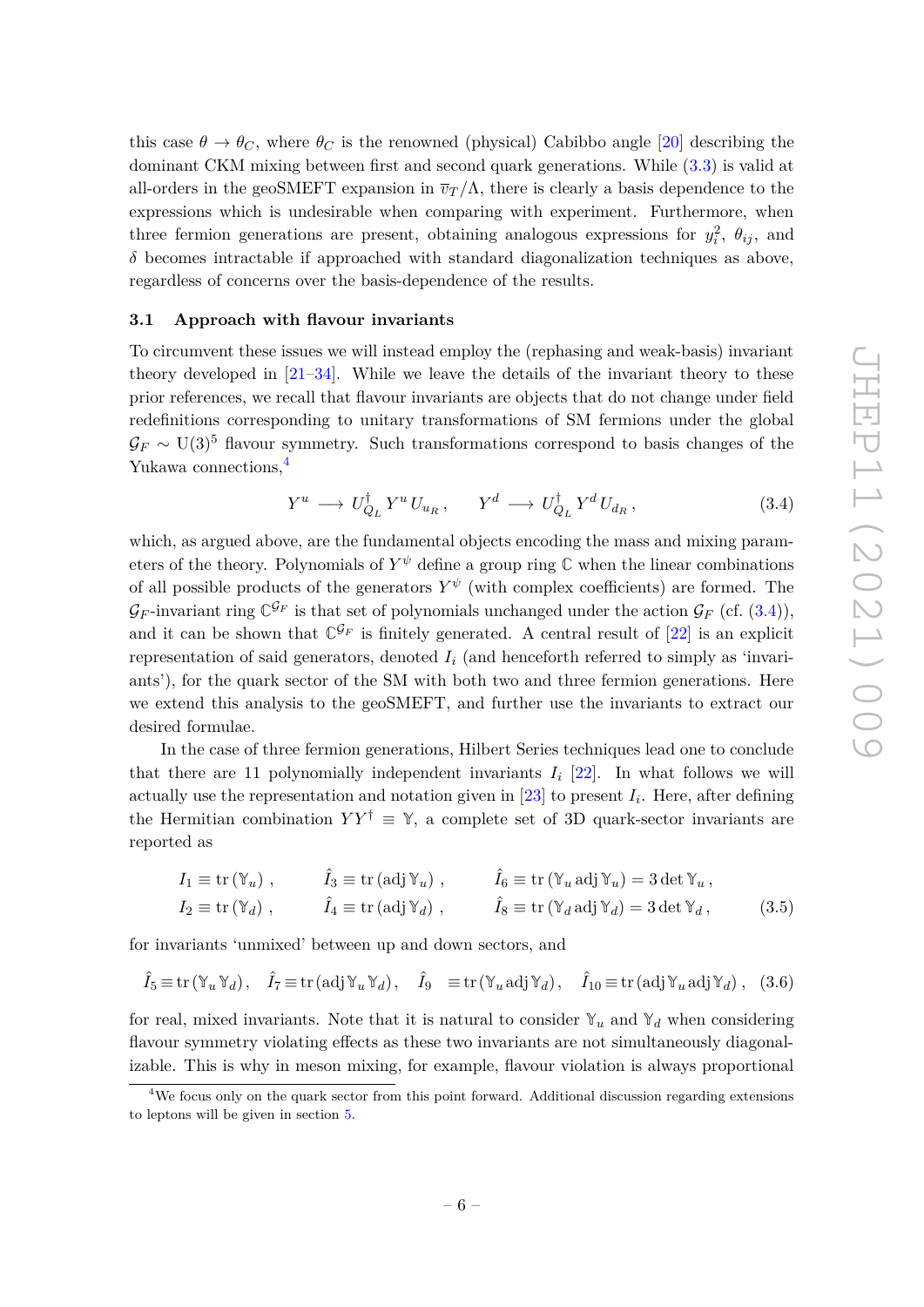this case $\theta \to \theta_C$, where $\theta_C$ is the renowned (physical) Cabibbo angle [20] describing the dominant CKM mixing between first and second quark generations. While (3.3) is valid at all-orders in the geoSMEFT expansion in $\bar{v}_T/\Lambda$, there is clearly a basis dependence to the expressions which is undesirable when comparing with experiment. Furthermore, when three fermion generations are present, obtaining analogous expressions for $y_i^2$, $\theta_{ij}$, and $\delta$ becomes intractable if approached with standard diagonalization techniques as above, regardless of concerns over the basis-dependence of the results.

### 3.1 Approach with flavour invariants

To circumvent these issues we will instead employ the (rephasing and weak-basis) invariant theory developed in [21–34]. While we leave the details of the invariant theory to these prior references, we recall that flavour invariants are objects that do not change under field redefinitions corresponding to unitary transformations of SM fermions under the global $\mathcal{G}_F \sim \mathrm{U}(3)^5$ flavour symmetry. Such transformations correspond to basis changes of the Yukawa connections,[4]

$$Y^u \longrightarrow U^\dagger_{Q_L}\, Y^u\, U_{u_R}\,, \qquad Y^d \longrightarrow U^\dagger_{Q_L}\, Y^d\, U_{d_R}\,, \tag{3.4}$$

which, as argued above, are the fundamental objects encoding the mass and mixing parameters of the theory. Polynomials of $Y^\psi$ define a group ring $\mathbb{C}$ when the linear combinations of all possible products of the generators $Y^\psi$ (with complex coefficients) are formed. The $\mathcal{G}_F$-invariant ring $\mathbb{C}^{\mathcal{G}_F}$ is that set of polynomials unchanged under the action $\mathcal{G}_F$ (cf. (3.4)), and it can be shown that $\mathbb{C}^{\mathcal{G}_F}$ is finitely generated. A central result of [22] is an explicit representation of said generators, denoted $I_i$ (and henceforth referred to simply as 'invariants'), for the quark sector of the SM with both two and three fermion generations. Here we extend this analysis to the geoSMEFT, and further use the invariants to extract our desired formulae.

In the case of three fermion generations, Hilbert Series techniques lead one to conclude that there are 11 polynomially independent invariants $I_i$ [22]. In what follows we will actually use the representation and notation given in [23] to present $I_i$. Here, after defining the Hermitian combination $YY^\dagger \equiv \mathbb{Y}$, a complete set of 3D quark-sector invariants are reported as

$$\begin{aligned}
&I_1 \equiv \mathrm{tr}\,(\mathbb{Y}_u)\,, \qquad \hat{I}_3 \equiv \mathrm{tr}\,(\mathrm{adj}\,\mathbb{Y}_u)\,, \qquad \hat{I}_6 \equiv \mathrm{tr}\,(\mathbb{Y}_u\,\mathrm{adj}\,\mathbb{Y}_u) = 3\det \mathbb{Y}_u\,,\\
&I_2 \equiv \mathrm{tr}\,(\mathbb{Y}_d)\,, \qquad \hat{I}_4 \equiv \mathrm{tr}\,(\mathrm{adj}\,\mathbb{Y}_d)\,, \qquad \hat{I}_8 \equiv \mathrm{tr}\,(\mathbb{Y}_d\,\mathrm{adj}\,\mathbb{Y}_d) = 3\det \mathbb{Y}_d\,,
\end{aligned} \tag{3.5}$$

for invariants 'unmixed' between up and down sectors, and

$$\hat{I}_5 \equiv \mathrm{tr}\,(\mathbb{Y}_u\,\mathbb{Y}_d)\,, \quad \hat{I}_7 \equiv \mathrm{tr}\,(\mathrm{adj}\,\mathbb{Y}_u\,\mathbb{Y}_d)\,, \quad \hat{I}_9 \equiv \mathrm{tr}\,(\mathbb{Y}_u\,\mathrm{adj}\,\mathbb{Y}_d)\,, \quad \hat{I}_{10} \equiv \mathrm{tr}\,(\mathrm{adj}\,\mathbb{Y}_u\,\mathrm{adj}\,\mathbb{Y}_d)\,, \tag{3.6}$$

for real, mixed invariants. Note that it is natural to consider $\mathbb{Y}_u$ and $\mathbb{Y}_d$ when considering flavour symmetry violating effects as these two invariants are not simultaneously diagonalizable. This is why in meson mixing, for example, flavour violation is always proportional

[4] We focus only on the quark sector from this point forward. Additional discussion regarding extensions to leptons will be given in section 5.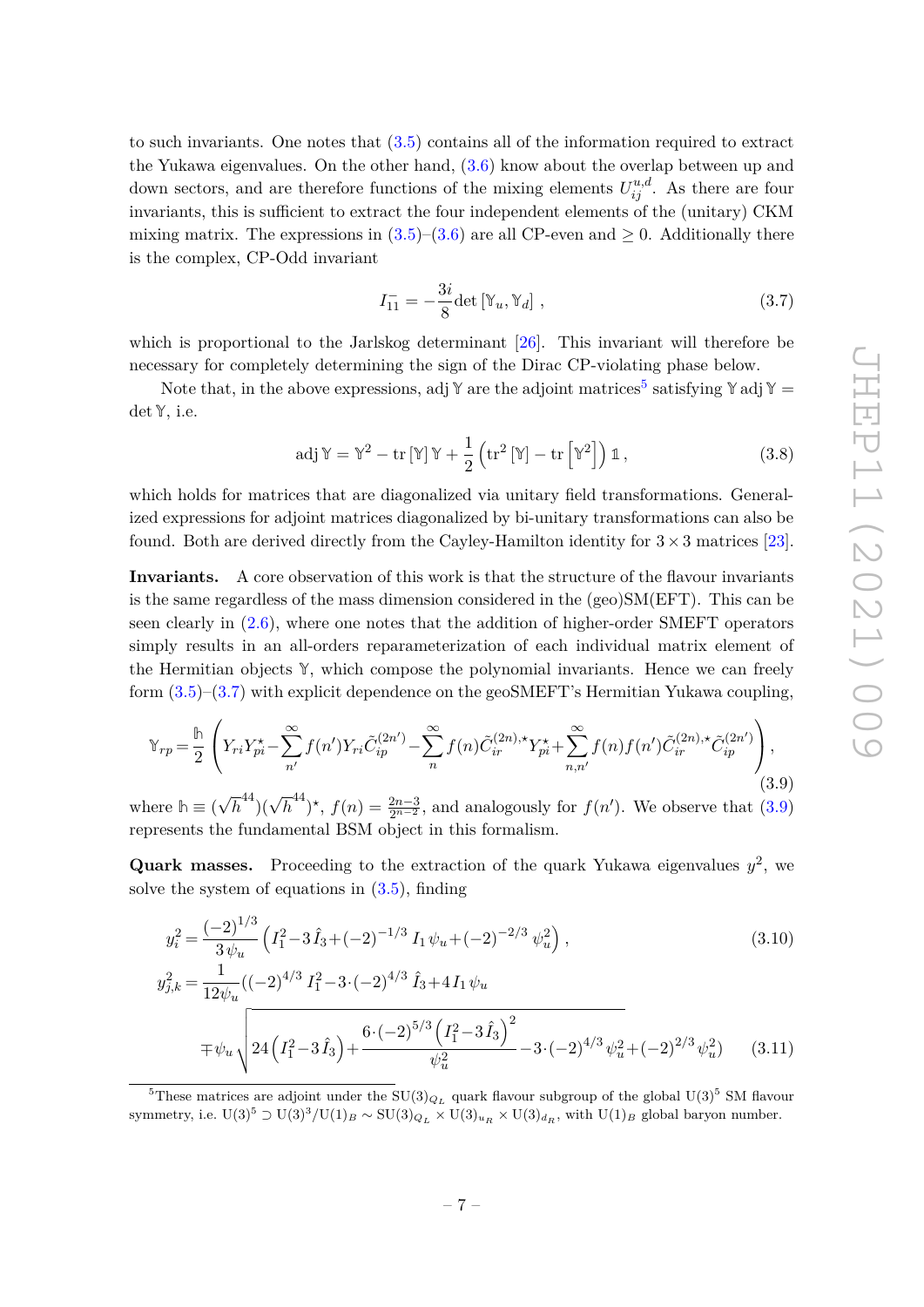to such invariants. One notes that (3.5) contains all of the information required to extract the Yukawa eigenvalues. On the other hand, (3.6) know about the overlap between up and down sectors, and are therefore functions of the mixing elements $U_{ij}^{u,d}$. As there are four invariants, this is sufficient to extract the four independent elements of the (unitary) CKM mixing matrix. The expressions in (3.5)–(3.6) are all CP-even and $\geq 0$. Additionally there is the complex, CP-Odd invariant

$$I_{11}^{-} = -\frac{3i}{8}\det\left[\mathbb{Y}_u, \mathbb{Y}_d\right], \tag{3.7}$$

which is proportional to the Jarlskog determinant [26]. This invariant will therefore be necessary for completely determining the sign of the Dirac CP-violating phase below.

Note that, in the above expressions, $\operatorname{adj}\mathbb{Y}$ are the adjoint matrices[5] satisfying $\mathbb{Y}\operatorname{adj}\mathbb{Y} = \det\mathbb{Y}$, i.e.

$$\operatorname{adj}\mathbb{Y} = \mathbb{Y}^2 - \operatorname{tr}\left[\mathbb{Y}\right]\mathbb{Y} + \frac{1}{2}\left(\operatorname{tr}^2\left[\mathbb{Y}\right] - \operatorname{tr}\left[\mathbb{Y}^2\right]\right)\mathbb{1}, \tag{3.8}$$

which holds for matrices that are diagonalized via unitary field transformations. Generalized expressions for adjoint matrices diagonalized by bi-unitary transformations can also be found. Both are derived directly from the Cayley-Hamilton identity for $3\times 3$ matrices [23].

**Invariants.** A core observation of this work is that the structure of the flavour invariants is the same regardless of the mass dimension considered in the (geo)SM(EFT). This can be seen clearly in (2.6), where one notes that the addition of higher-order SMEFT operators simply results in an all-orders reparameterization of each individual matrix element of the Hermitian objects $\mathbb{Y}$, which compose the polynomial invariants. Hence we can freely form (3.5)–(3.7) with explicit dependence on the geoSMEFT's Hermitian Yukawa coupling,

$$\mathbb{Y}_{rp} = \frac{\mathbb{h}}{2}\left(Y_{ri}Y_{pi}^{\star} - \sum_{n'}^{\infty} f(n')Y_{ri}\tilde{C}_{ip}^{(2n')} - \sum_{n}^{\infty} f(n)\tilde{C}_{ir}^{(2n),\star}Y_{pi}^{\star} + \sum_{n,n'}^{\infty} f(n)f(n')\tilde{C}_{ir}^{(2n),\star}\tilde{C}_{ip}^{(2n')}\right), \tag{3.9}$$

where $\mathbb{h} \equiv (\sqrt{h}^{44})(\sqrt{h}^{44})^{\star}$, $f(n) = \frac{2n-3}{2^{n-2}}$, and analogously for $f(n')$. We observe that (3.9) represents the fundamental BSM object in this formalism.

**Quark masses.** Proceeding to the extraction of the quark Yukawa eigenvalues $y^2$, we solve the system of equations in (3.5), finding

$$y_i^2 = \frac{(-2)^{1/3}}{3\,\psi_u}\left(I_1^2 - 3\,\hat{I}_3 + (-2)^{-1/3}\,I_1\,\psi_u + (-2)^{-2/3}\,\psi_u^2\right), \tag{3.10}$$

$$\begin{aligned} y_{j,k}^2 = \frac{1}{12\psi_u}\Bigg(&(-2)^{4/3}\,I_1^2 - 3\cdot(-2)^{4/3}\,\hat{I}_3 + 4\,I_1\,\psi_u \\ &\mp\psi_u\sqrt{24\left(I_1^2 - 3\,\hat{I}_3\right) + \frac{6\cdot(-2)^{5/3}\left(I_1^2 - 3\,\hat{I}_3\right)^2}{\psi_u^2} - 3\cdot(-2)^{4/3}\,\psi_u^2} + (-2)^{2/3}\,\psi_u^2\Bigg) \end{aligned} \tag{3.11}$$

[5] These matrices are adjoint under the $SU(3)_{Q_L}$ quark flavour subgroup of the global $U(3)^5$ SM flavour symmetry, i.e. $U(3)^5 \supset U(3)^3/U(1)_B \sim SU(3)_{Q_L} \times U(3)_{u_R} \times U(3)_{d_R}$, with $U(1)_B$ global baryon number.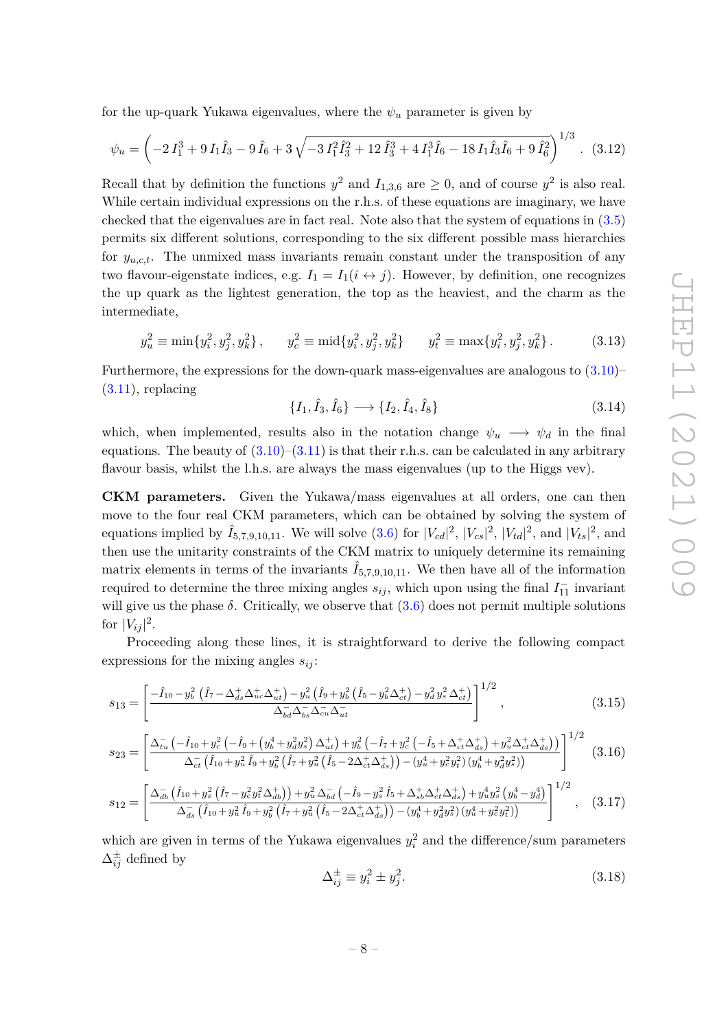for the up-quark Yukawa eigenvalues, where the $\psi_u$ parameter is given by

$$\psi_u = \left(-2\,I_1^3 + 9\,I_1\hat{I}_3 - 9\,\hat{I}_6 + 3\sqrt{-3\,I_1^2\hat{I}_3^2 + 12\,\hat{I}_3^3 + 4\,I_1^3\hat{I}_6 - 18\,I_1\hat{I}_3\hat{I}_6 + 9\,\hat{I}_6^2}\right)^{1/3}. \quad (3.12)$$

Recall that by definition the functions $y^2$ and $I_{1,3,6}$ are $\geq 0$, and of course $y^2$ is also real. While certain individual expressions on the r.h.s. of these equations are imaginary, we have checked that the eigenvalues are in fact real. Note also that the system of equations in (3.5) permits six different solutions, corresponding to the six different possible mass hierarchies for $y_{u,c,t}$. The unmixed mass invariants remain constant under the transposition of any two flavour-eigenstate indices, e.g. $I_1 = I_1(i \leftrightarrow j)$. However, by definition, one recognizes the up quark as the lightest generation, the top as the heaviest, and the charm as the intermediate,

$$y_u^2 \equiv \min\{y_i^2, y_j^2, y_k^2\}\,, \qquad y_c^2 \equiv \text{mid}\{y_i^2, y_j^2, y_k^2\} \qquad y_t^2 \equiv \max\{y_i^2, y_j^2, y_k^2\}\,. \quad (3.13)$$

Furthermore, the expressions for the down-quark mass-eigenvalues are analogous to (3.10)–(3.11), replacing

$$\{I_1, \hat{I}_3, \hat{I}_6\} \longrightarrow \{I_2, \hat{I}_4, \hat{I}_8\} \quad (3.14)$$

which, when implemented, results also in the notation change $\psi_u \longrightarrow \psi_d$ in the final equations. The beauty of (3.10)–(3.11) is that their r.h.s. can be calculated in any arbitrary flavour basis, whilst the l.h.s. are always the mass eigenvalues (up to the Higgs vev).

**CKM parameters.** Given the Yukawa/mass eigenvalues at all orders, one can then move to the four real CKM parameters, which can be obtained by solving the system of equations implied by $\hat{I}_{5,7,9,10,11}$. We will solve (3.6) for $|V_{cd}|^2$, $|V_{cs}|^2$, $|V_{td}|^2$, and $|V_{ts}|^2$, and then use the unitarity constraints of the CKM matrix to uniquely determine its remaining matrix elements in terms of the invariants $\hat{I}_{5,7,9,10,11}$. We then have all of the information required to determine the three mixing angles $s_{ij}$, which upon using the final $I_{11}^-$ invariant will give us the phase $\delta$. Critically, we observe that (3.6) does not permit multiple solutions for $|V_{ij}|^2$.

Proceeding along these lines, it is straightforward to derive the following compact expressions for the mixing angles $s_{ij}$:

$$s_{13} = \left[\frac{-\hat{I}_{10} - y_b^2\left(\hat{I}_7 - \Delta_{ds}^+\Delta_{uc}^+\Delta_{ut}^+\right) - y_u^2\left(\hat{I}_9 + y_b^2\left(\hat{I}_5 - y_b^2\Delta_{ct}^+\right) - y_d^2\,y_s^2\,\Delta_{ct}^+\right)}{\Delta_{bd}^-\Delta_{bs}^-\Delta_{cu}^-\Delta_{ut}^-}\right]^{1/2}, \quad (3.15)$$

$$s_{23} = \left[\frac{\Delta_{tu}^-\left(-\hat{I}_{10} + y_c^2\left(-\hat{I}_9 + \left(y_b^4 + y_d^2 y_s^2\right)\Delta_{ut}^+\right) + y_b^2\left(-\hat{I}_7 + y_c^2\left(-\hat{I}_5 + \Delta_{ct}^+\Delta_{ds}^+\right) + y_u^2\Delta_{ct}^+\Delta_{ds}^+\right)\right)}{\Delta_{ct}^-\left(\hat{I}_{10} + y_u^2\,\hat{I}_9 + y_b^2\left(\hat{I}_7 + y_u^2\left(\hat{I}_5 - 2\Delta_{ct}^+\Delta_{ds}^+\right)\right) - \left(y_u^4 + y_c^2 y_t^2\right)\left(y_b^4 + y_d^2 y_s^2\right)\right)}\right]^{1/2} \quad (3.16)$$

$$s_{12} = \left[\frac{\Delta_{db}^-\left(\hat{I}_{10} + y_s^2\left(\hat{I}_7 - y_c^2 y_t^2\Delta_{db}^+\right)\right) + y_u^2\,\Delta_{bd}^-\left(-\hat{I}_9 - y_s^2\,\hat{I}_5 + \Delta_{sb}^+\Delta_{ct}^+\Delta_{ds}^+\right) + y_u^4 y_s^2\left(y_b^4 - y_d^4\right)}{\Delta_{ds}^-\left(\hat{I}_{10} + y_u^2\,\hat{I}_9 + y_b^2\left(\hat{I}_7 + y_u^2\left(\hat{I}_5 - 2\Delta_{ct}^+\Delta_{ds}^+\right)\right) - \left(y_b^4 + y_d^2 y_s^2\right)\left(y_u^4 + y_c^2 y_t^2\right)\right)}\right]^{1/2}, \quad (3.17)$$

which are given in terms of the Yukawa eigenvalues $y_i^2$ and the difference/sum parameters $\Delta_{ij}^\pm$ defined by

$$\Delta_{ij}^\pm \equiv y_i^2 \pm y_j^2. \quad (3.18)$$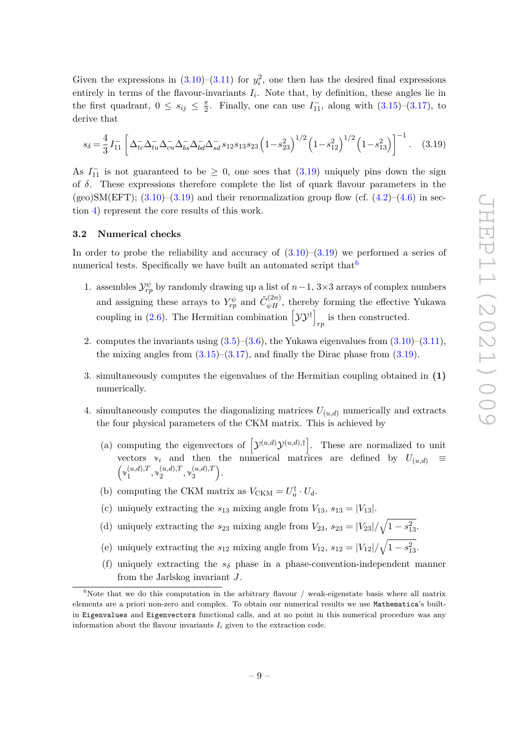Given the expressions in (3.10)–(3.11) for $y_i^2$, one then has the desired final expressions entirely in terms of the flavour-invariants $I_i$. Note that, by definition, these angles lie in the first quadrant, $0 \leq s_{ij} \leq \frac{\pi}{2}$. Finally, one can use $I_{11}^-$, along with (3.15)–(3.17), to derive that

$$s_\delta = \frac{4}{3} I_{11}^- \left[ \Delta_{tc}^- \Delta_{tu}^- \Delta_{cu}^- \Delta_{bs}^- \Delta_{bd}^- \Delta_{sd}^- s_{12} s_{13} s_{23} \left(1 - s_{23}^2\right)^{1/2} \left(1 - s_{12}^2\right)^{1/2} \left(1 - s_{13}^2\right) \right]^{-1}. \tag{3.19}$$

As $I_{11}^-$ is not guaranteed to be $\geq 0$, one sees that (3.19) uniquely pins down the sign of $\delta$. These expressions therefore complete the list of quark flavour parameters in the (geo)SM(EFT); (3.10)–(3.19) and their renormalization group flow (cf. (4.2)–(4.6) in section 4) represent the core results of this work.

### 3.2 Numerical checks

In order to probe the reliability and accuracy of (3.10)–(3.19) we performed a series of numerical tests. Specifically we have built an automated script that[6]

1. assembles $\mathcal{Y}^{\psi}_{rp}$ by randomly drawing up a list of $n-1$, $3 \times 3$ arrays of complex numbers and assigning these arrays to $Y^{\psi}_{rp}$ and $\tilde{C}^{(2n)}_{\psi H}$, thereby forming the effective Yukawa coupling in (2.6). The Hermitian combination $\left[\mathcal{Y}\mathcal{Y}^{\dagger}\right]_{rp}$ is then constructed.
2. computes the invariants using (3.5)–(3.6), the Yukawa eigenvalues from (3.10)–(3.11), the mixing angles from (3.15)–(3.17), and finally the Dirac phase from (3.19).
3. simultaneously computes the eigenvalues of the Hermitian coupling obtained in **(1)** numerically.
4. simultaneously computes the diagonalizing matrices $U_{(u,d)}$ numerically and extracts the four physical parameters of the CKM matrix. This is achieved by
   (a) computing the eigenvectors of $\left[\mathcal{Y}^{(u,d)}\mathcal{Y}^{(u,d),\dagger}\right]$. These are normalized to unit vectors $\mathbb{v}_i$ and then the numerical matrices are defined by $U_{(u,d)} \equiv \left(\mathbb{v}_1^{(u,d),T}, \mathbb{v}_2^{(u,d),T}, \mathbb{v}_3^{(u,d),T}\right)$.
   (b) computing the CKM matrix as $V_{\text{CKM}} = U_u^{\dagger} \cdot U_d$.
   (c) uniquely extracting the $s_{13}$ mixing angle from $V_{13}$, $s_{13} = |V_{13}|$.
   (d) uniquely extracting the $s_{23}$ mixing angle from $V_{23}$, $s_{23} = |V_{23}|/\sqrt{1 - s_{13}^2}$.
   (e) uniquely extracting the $s_{12}$ mixing angle from $V_{12}$, $s_{12} = |V_{12}|/\sqrt{1 - s_{13}^2}$.
   (f) uniquely extracting the $s_\delta$ phase in a phase-convention-independent manner from the Jarlskog invariant $J$.

[6] Note that we do this computation in the arbitrary flavour / weak-eigenstate basis where all matrix elements are a priori non-zero and complex. To obtain our numerical results we use `Mathematica`'s built-in `Eigenvalues` and `Eigenvectors` functional calls, and at no point in this numerical procedure was any information about the flavour invariants $I_i$ given to the extraction code.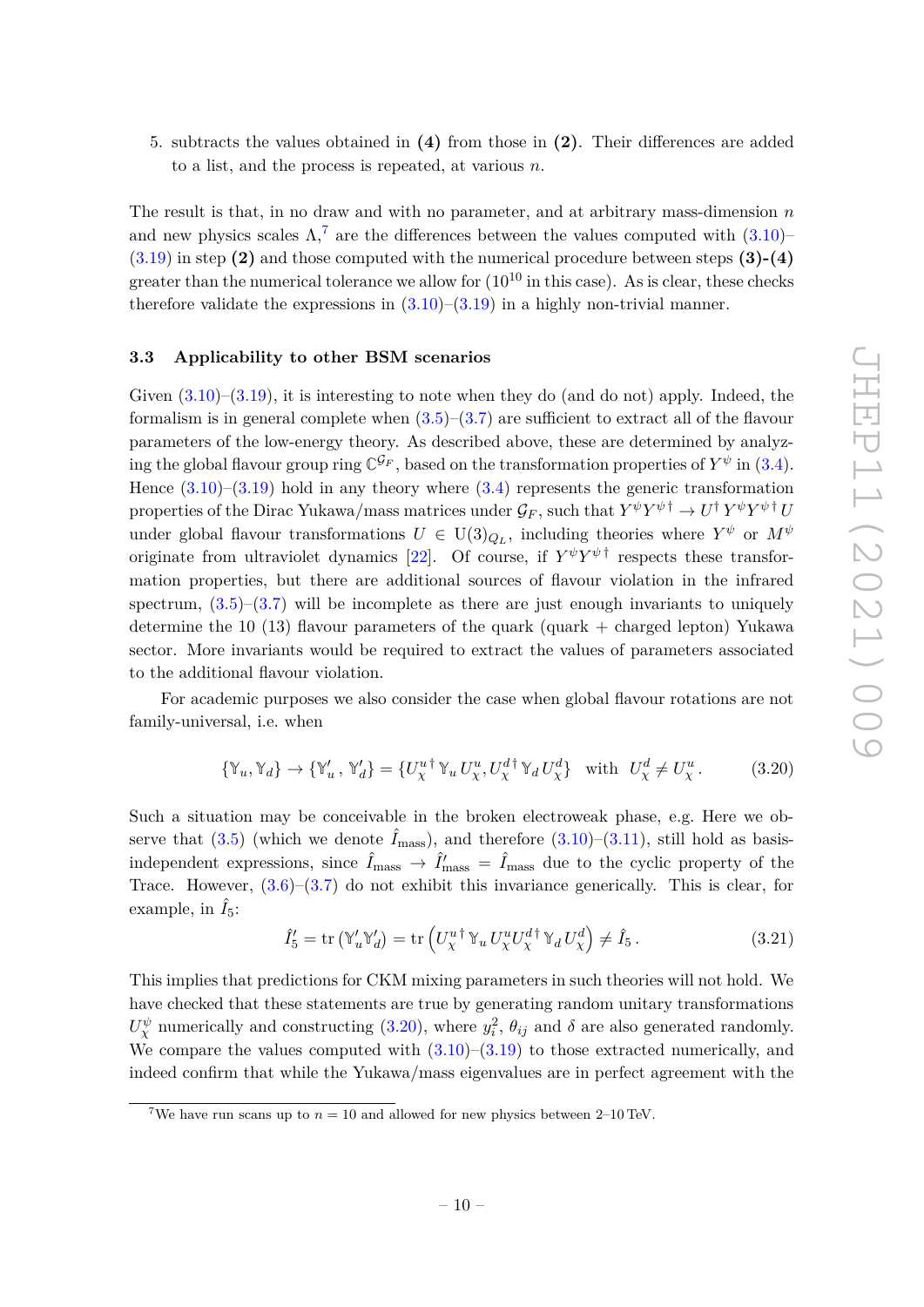5. subtracts the values obtained in **(4)** from those in **(2)**. Their differences are added to a list, and the process is repeated, at various $n$.

The result is that, in no draw and with no parameter, and at arbitrary mass-dimension $n$ and new physics scales $\Lambda$,[7] are the differences between the values computed with (3.10)–(3.19) in step **(2)** and those computed with the numerical procedure between steps **(3)-(4)** greater than the numerical tolerance we allow for ($10^{10}$ in this case). As is clear, these checks therefore validate the expressions in (3.10)–(3.19) in a highly non-trivial manner.

### 3.3 Applicability to other BSM scenarios

Given (3.10)–(3.19), it is interesting to note when they do (and do not) apply. Indeed, the formalism is in general complete when (3.5)–(3.7) are sufficient to extract all of the flavour parameters of the low-energy theory. As described above, these are determined by analyzing the global flavour group ring $\mathbb{C}^{\mathcal{G}_F}$, based on the transformation properties of $Y^\psi$ in (3.4). Hence (3.10)–(3.19) hold in any theory where (3.4) represents the generic transformation properties of the Dirac Yukawa/mass matrices under $\mathcal{G}_F$, such that $Y^\psi Y^{\psi\,\dagger} \to U^\dagger\, Y^\psi Y^{\psi\,\dagger}\, U$ under global flavour transformations $U \in \mathrm{U}(3)_{Q_L}$, including theories where $Y^\psi$ or $M^\psi$ originate from ultraviolet dynamics [22]. Of course, if $Y^\psi Y^{\psi\,\dagger}$ respects these transformation properties, but there are additional sources of flavour violation in the infrared spectrum, (3.5)–(3.7) will be incomplete as there are just enough invariants to uniquely determine the 10 (13) flavour parameters of the quark (quark + charged lepton) Yukawa sector. More invariants would be required to extract the values of parameters associated to the additional flavour violation.

For academic purposes we also consider the case when global flavour rotations are not family-universal, i.e. when

$$\{\mathbb{Y}_u, \mathbb{Y}_d\} \to \{\mathbb{Y}_u', \mathbb{Y}_d'\} = \{U_\chi^{u\,\dagger}\, \mathbb{Y}_u\, U_\chi^u, U_\chi^{d\,\dagger}\, \mathbb{Y}_d\, U_\chi^d\} \quad \text{with} \quad U_\chi^d \neq U_\chi^u\,. \tag{3.20}$$

Such a situation may be conceivable in the broken electroweak phase, e.g. Here we observe that (3.5) (which we denote $\hat{I}_{\text{mass}}$), and therefore (3.10)–(3.11), still hold as basis-independent expressions, since $\hat{I}_{\text{mass}} \to \hat{I}'_{\text{mass}} = \hat{I}_{\text{mass}}$ due to the cyclic property of the Trace. However, (3.6)–(3.7) do not exhibit this invariance generically. This is clear, for example, in $\hat{I}_5$:

$$\hat{I}_5' = \mathrm{tr}\left(\mathbb{Y}_u' \mathbb{Y}_d'\right) = \mathrm{tr}\left(U_\chi^{u\,\dagger}\, \mathbb{Y}_u\, U_\chi^u U_\chi^{d\,\dagger}\, \mathbb{Y}_d\, U_\chi^d\right) \neq \hat{I}_5\,. \tag{3.21}$$

This implies that predictions for CKM mixing parameters in such theories will not hold. We have checked that these statements are true by generating random unitary transformations $U_\chi^\psi$ numerically and constructing (3.20), where $y_i^2$, $\theta_{ij}$ and $\delta$ are also generated randomly. We compare the values computed with (3.10)–(3.19) to those extracted numerically, and indeed confirm that while the Yukawa/mass eigenvalues are in perfect agreement with the

[7] We have run scans up to $n = 10$ and allowed for new physics between 2–10 TeV.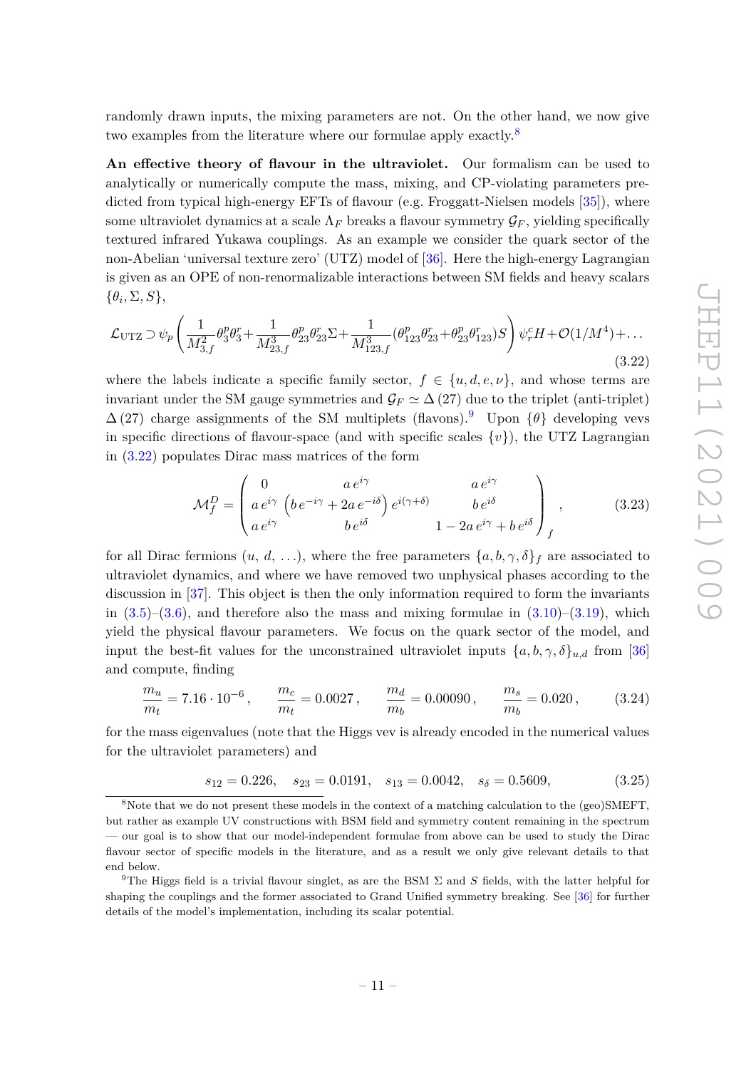randomly drawn inputs, the mixing parameters are not. On the other hand, we now give two examples from the literature where our formulae apply exactly.[8]

**An effective theory of flavour in the ultraviolet.** Our formalism can be used to analytically or numerically compute the mass, mixing, and CP-violating parameters predicted from typical high-energy EFTs of flavour (e.g. Froggatt-Nielsen models [35]), where some ultraviolet dynamics at a scale $\Lambda_F$ breaks a flavour symmetry $\mathcal{G}_F$, yielding specifically textured infrared Yukawa couplings. As an example we consider the quark sector of the non-Abelian 'universal texture zero' (UTZ) model of [36]. Here the high-energy Lagrangian is given as an OPE of non-renormalizable interactions between SM fields and heavy scalars $\{\theta_i, \Sigma, S\}$,

$$\mathcal{L}_{\text{UTZ}} \supset \psi_p \left( \frac{1}{M_{3,f}^2} \theta_3^p \theta_3^r + \frac{1}{M_{23,f}^3} \theta_{23}^p \theta_{23}^r \Sigma + \frac{1}{M_{123,f}^3} (\theta_{123}^p \theta_{23}^r + \theta_{23}^p \theta_{123}^r) S \right) \psi_r^c H + \mathcal{O}(1/M^4) + \ldots \tag{3.22}$$

where the labels indicate a specific family sector, $f \in \{u, d, e, \nu\}$, and whose terms are invariant under the SM gauge symmetries and $\mathcal{G}_F \simeq \Delta(27)$ due to the triplet (anti-triplet) $\Delta(27)$ charge assignments of the SM multiplets (flavons).[9] Upon $\{\theta\}$ developing vevs in specific directions of flavour-space (and with specific scales $\{v\}$), the UTZ Lagrangian in (3.22) populates Dirac mass matrices of the form

$$\mathcal{M}_f^D = \begin{pmatrix} 0 & a\, e^{i\gamma} & a\, e^{i\gamma} \\ a\, e^{i\gamma} & \left(b\, e^{-i\gamma} + 2a\, e^{-i\delta}\right) e^{i(\gamma+\delta)} & b\, e^{i\delta} \\ a\, e^{i\gamma} & b\, e^{i\delta} & 1 - 2a\, e^{i\gamma} + b\, e^{i\delta} \end{pmatrix}_f , \tag{3.23}$$

for all Dirac fermions $(u,\, d,\, \ldots)$, where the free parameters $\{a, b, \gamma, \delta\}_f$ are associated to ultraviolet dynamics, and where we have removed two unphysical phases according to the discussion in [37]. This object is then the only information required to form the invariants in (3.5)–(3.6), and therefore also the mass and mixing formulae in (3.10)–(3.19), which yield the physical flavour parameters. We focus on the quark sector of the model, and input the best-fit values for the unconstrained ultraviolet inputs $\{a, b, \gamma, \delta\}_{u,d}$ from [36] and compute, finding

$$\frac{m_u}{m_t} = 7.16 \cdot 10^{-6} \,, \qquad \frac{m_c}{m_t} = 0.0027 \,, \qquad \frac{m_d}{m_b} = 0.00090 \,, \qquad \frac{m_s}{m_b} = 0.020 \,, \tag{3.24}$$

for the mass eigenvalues (note that the Higgs vev is already encoded in the numerical values for the ultraviolet parameters) and

$$s_{12} = 0.226, \quad s_{23} = 0.0191, \quad s_{13} = 0.0042, \quad s_\delta = 0.5609, \tag{3.25}$$

[8] Note that we do not present these models in the context of a matching calculation to the (geo)SMEFT, but rather as example UV constructions with BSM field and symmetry content remaining in the spectrum — our goal is to show that our model-independent formulae from above can be used to study the Dirac flavour sector of specific models in the literature, and as a result we only give relevant details to that end below.

[9] The Higgs field is a trivial flavour singlet, as are the BSM $\Sigma$ and $S$ fields, with the latter helpful for shaping the couplings and the former associated to Grand Unified symmetry breaking. See [36] for further details of the model's implementation, including its scalar potential.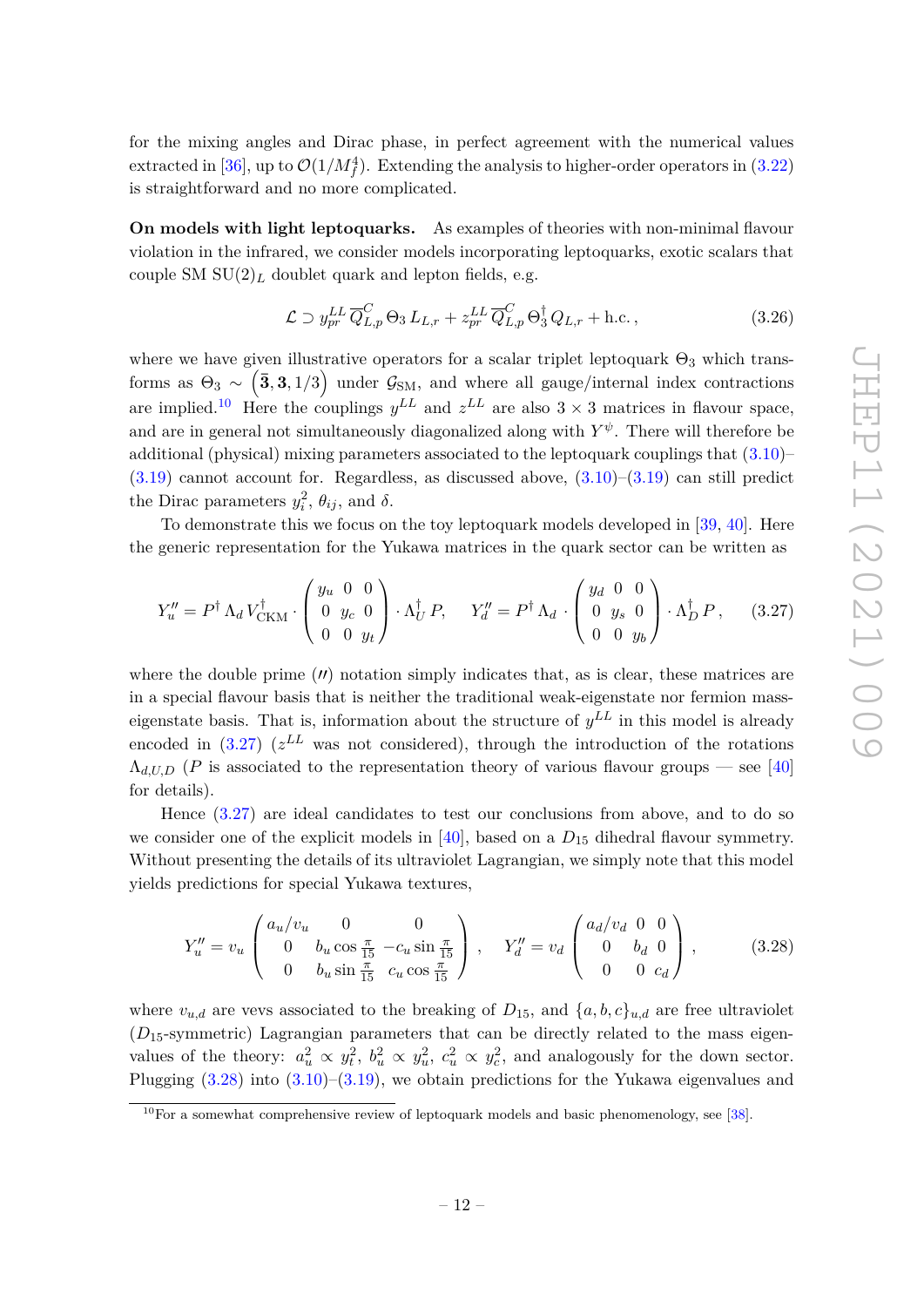for the mixing angles and Dirac phase, in perfect agreement with the numerical values extracted in [36], up to $\mathcal{O}(1/M_f^4)$. Extending the analysis to higher-order operators in (3.22) is straightforward and no more complicated.

**On models with light leptoquarks.** As examples of theories with non-minimal flavour violation in the infrared, we consider models incorporating leptoquarks, exotic scalars that couple SM $\mathrm{SU}(2)_L$ doublet quark and lepton fields, e.g.

$$\mathcal{L} \supset y_{pr}^{LL}\, \overline{Q}_{L,p}^{C}\, \Theta_3\, L_{L,r} + z_{pr}^{LL}\, \overline{Q}_{L,p}^{C}\, \Theta_3^\dagger\, Q_{L,r} + \text{h.c.}\,, \tag{3.26}$$

where we have given illustrative operators for a scalar triplet leptoquark $\Theta_3$ which transforms as $\Theta_3 \sim \left(\overline{\mathbf{3}}, \mathbf{3}, 1/3\right)$ under $\mathcal{G}_{\text{SM}}$, and where all gauge/internal index contractions are implied.[10] Here the couplings $y^{LL}$ and $z^{LL}$ are also $3 \times 3$ matrices in flavour space, and are in general not simultaneously diagonalized along with $Y^\psi$. There will therefore be additional (physical) mixing parameters associated to the leptoquark couplings that (3.10)–(3.19) cannot account for. Regardless, as discussed above, (3.10)–(3.19) can still predict the Dirac parameters $y_i^2$, $\theta_{ij}$, and $\delta$.

To demonstrate this we focus on the toy leptoquark models developed in [39, 40]. Here the generic representation for the Yukawa matrices in the quark sector can be written as

$$Y_u'' = P^\dagger\, \Lambda_d\, V_{\text{CKM}}^\dagger \cdot \begin{pmatrix} y_u & 0 & 0 \\ 0 & y_c & 0 \\ 0 & 0 & y_t \end{pmatrix} \cdot \Lambda_U^\dagger\, P, \qquad Y_d'' = P^\dagger\, \Lambda_d \cdot \begin{pmatrix} y_d & 0 & 0 \\ 0 & y_s & 0 \\ 0 & 0 & y_b \end{pmatrix} \cdot \Lambda_D^\dagger\, P\,, \tag{3.27}$$

where the double prime ($''$) notation simply indicates that, as is clear, these matrices are in a special flavour basis that is neither the traditional weak-eigenstate nor fermion mass-eigenstate basis. That is, information about the structure of $y^{LL}$ in this model is already encoded in (3.27) ($z^{LL}$ was not considered), through the introduction of the rotations $\Lambda_{d,U,D}$ ($P$ is associated to the representation theory of various flavour groups — see [40] for details).

Hence (3.27) are ideal candidates to test our conclusions from above, and to do so we consider one of the explicit models in [40], based on a $D_{15}$ dihedral flavour symmetry. Without presenting the details of its ultraviolet Lagrangian, we simply note that this model yields predictions for special Yukawa textures,

$$Y_u'' = v_u \begin{pmatrix} a_u/v_u & 0 & 0 \\ 0 & b_u \cos\frac{\pi}{15} & -c_u \sin\frac{\pi}{15} \\ 0 & b_u \sin\frac{\pi}{15} & c_u \cos\frac{\pi}{15} \end{pmatrix}, \qquad Y_d'' = v_d \begin{pmatrix} a_d/v_d & 0 & 0 \\ 0 & b_d & 0 \\ 0 & 0 & c_d \end{pmatrix}, \tag{3.28}$$

where $v_{u,d}$ are vevs associated to the breaking of $D_{15}$, and $\{a, b, c\}_{u,d}$ are free ultraviolet ($D_{15}$-symmetric) Lagrangian parameters that can be directly related to the mass eigenvalues of the theory: $a_u^2 \propto y_t^2$, $b_u^2 \propto y_u^2$, $c_u^2 \propto y_c^2$, and analogously for the down sector. Plugging (3.28) into (3.10)–(3.19), we obtain predictions for the Yukawa eigenvalues and

[10]For a somewhat comprehensive review of leptoquark models and basic phenomenology, see [38].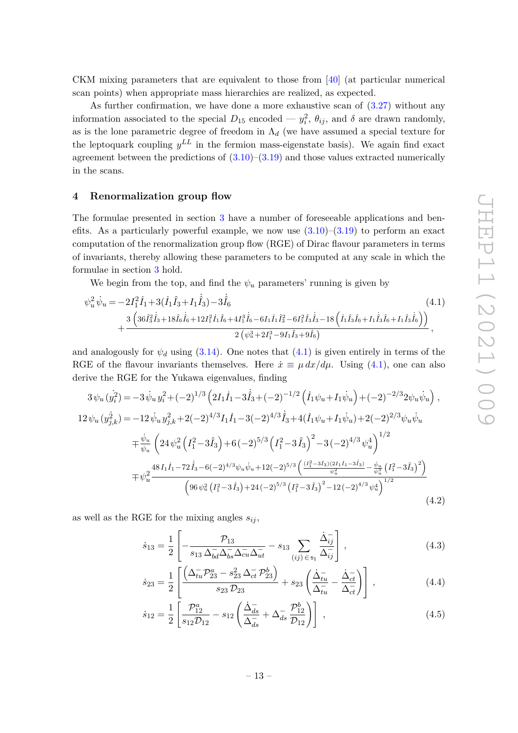CKM mixing parameters that are equivalent to those from [40] (at particular numerical scan points) when appropriate mass hierarchies are realized, as expected.

As further confirmation, we have done a more exhaustive scan of (3.27) without any information associated to the special $D_{15}$ encoded — $y_i^2$, $\theta_{ij}$, and $\delta$ are drawn randomly, as is the lone parametric degree of freedom in $\Lambda_d$ (we have assumed a special texture for the leptoquark coupling $y^{LL}$ in the fermion mass-eigenstate basis). We again find exact agreement between the predictions of (3.10)–(3.19) and those values extracted numerically in the scans.

## 4 Renormalization group flow

The formulae presented in section 3 have a number of foreseeable applications and benefits. As a particularly powerful example, we now use (3.10)–(3.19) to perform an exact computation of the renormalization group flow (RGE) of Dirac flavour parameters in terms of invariants, thereby allowing these parameters to be computed at any scale in which the formulae in section 3 hold.

We begin from the top, and find the $\psi_u$ parameters' running is given by

$$
\begin{aligned}
\psi_u^2\,\dot{\psi}_u =& -2I_1^2\dot{I}_1+3(\dot{I}_1\hat{I}_3+I_1\dot{\hat{I}}_3)-3\dot{\hat{I}}_6 \\
&+\frac{3\left(36\hat{I}_3^2\dot{\hat{I}}_3+18\hat{I}_6\dot{\hat{I}}_6+12I_1^2\dot{I}_1\hat{I}_6+4I_1^3\dot{\hat{I}}_6-6I_1\dot{I}_1\hat{I}_3^2-6I_1^2\hat{I}_3\dot{\hat{I}}_3-18\left(\dot{I}_1\hat{I}_3\hat{I}_6+I_1\dot{\hat{I}}_3\hat{I}_6+I_1\hat{I}_3\dot{\hat{I}}_6\right)\right)}{2\left(\psi_u^3+2I_1^3-9I_1\hat{I}_3+9\hat{I}_6\right)}\,,
\end{aligned}
\tag{4.1}
$$

and analogously for $\psi_d$ using (3.14). One notes that (4.1) is given entirely in terms of the RGE of the flavour invariants themselves. Here $\dot{x}\equiv\mu\,dx/d\mu$. Using (4.1), one can also derive the RGE for the Yukawa eigenvalues, finding

$$
\begin{aligned}
3\,\psi_u\,(\dot{y_i^2}) =& -3\,\dot{\psi}_u\,y_i^2+(-2)^{1/3}\left(2I_1\dot{I}_1-3\dot{\hat{I}}_3+(-2)^{-1/2}\left(\dot{I}_1\psi_u+I_1\dot{\psi}_u\right)+(-2)^{-2/3}2\psi_u\dot{\psi}_u\right)\,,\\
12\,\psi_u\,(\dot{y_{j,k}^2}) =& -12\,\dot{\psi}_u\,y_{j,k}^2+2(-2)^{4/3}I_1\dot{I}_1-3(-2)^{4/3}\dot{\hat{I}}_3+4(\dot{I}_1\psi_u+I_1\dot{\psi}_u)+2(-2)^{2/3}\psi_u\dot{\psi}_u\\
&\mp\frac{\dot{\psi}_u}{\psi_u}\left(24\,\psi_u^2\left(I_1^2-3\hat{I}_3\right)+6\,(-2)^{5/3}\left(I_1^2-3\,\hat{I}_3\right)^2-3\,(-2)^{4/3}\,\psi_u^4\right)^{1/2}\\
&\mp\psi_u^2\frac{48\,I_1\dot{I}_1-72\,\dot{\hat{I}}_3-6(-2)^{4/3}\psi_u\dot{\psi}_u+12(-2)^{5/3}\left(\frac{(I_1^2-3\hat{I}_3)(2I_1\dot{I}_1-3\dot{\hat{I}}_3)}{\psi_u^2}-\frac{\dot{\psi}_u}{\psi_u^3}\left(I_1^2-3\hat{I}_3\right)^2\right)}{\left(96\,\psi_u^2\left(I_1^2-3\,\hat{I}_3\right)+24\,(-2)^{5/3}\left(I_1^2-3\,\hat{I}_3\right)^2-12\,(-2)^{4/3}\,\psi_u^4\right)^{1/2}}
\end{aligned}
\tag{4.2}
$$

as well as the RGE for the mixing angles $s_{ij}$,

$$
\dot{s}_{13}=\frac{1}{2}\left[-\frac{\mathcal{P}_{13}}{s_{13}\,\Delta_{bd}^-\Delta_{bs}^-\Delta_{cu}^-\Delta_{ut}^-}-s_{13}\sum_{(ij)\,\in\,\mathfrak{s}_1}\frac{\dot{\Delta}_{ij}^-}{\Delta_{ij}^-}\right]\,,
\tag{4.3}
$$

$$
\dot{s}_{23}=\frac{1}{2}\left[\frac{\left(\Delta_{tu}^-\mathcal{P}_{23}^a-s_{23}^2\,\Delta_{ct}^-\,\mathcal{P}_{23}^b\right)}{s_{23}\,\mathcal{D}_{23}}+s_{23}\left(\frac{\dot{\Delta}_{tu}^-}{\Delta_{tu}^-}-\frac{\dot{\Delta}_{ct}^-}{\Delta_{ct}^-}\right)\right]\,,
\tag{4.4}
$$

$$
\dot{s}_{12}=\frac{1}{2}\left[\frac{\mathcal{P}_{12}^a}{s_{12}\mathcal{D}_{12}}-s_{12}\left(\frac{\dot{\Delta}_{ds}^-}{\Delta_{ds}^-}+\Delta_{ds}^-\,\frac{\mathcal{P}_{12}^b}{\mathcal{D}_{12}}\right)\right]\,,
\tag{4.5}
$$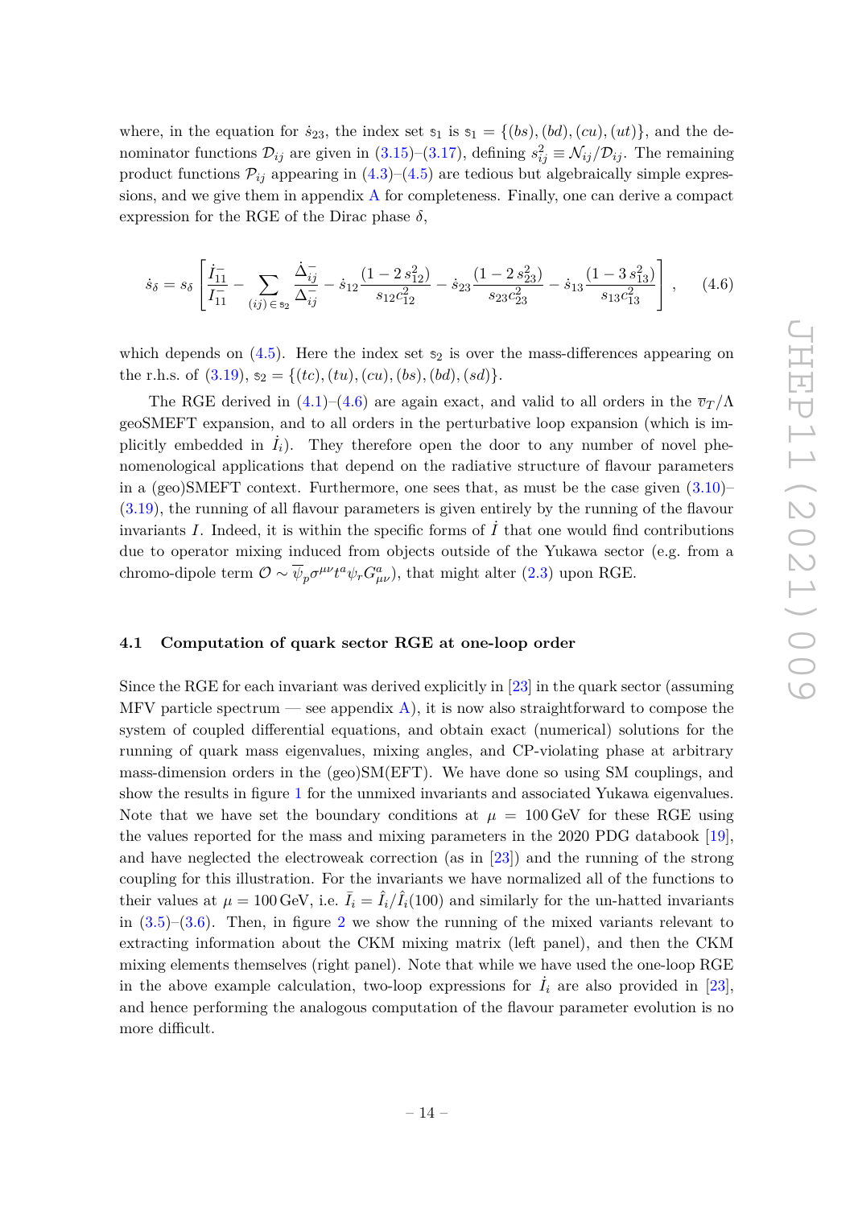where, in the equation for $\dot{s}_{23}$, the index set $\mathfrak{s}_1$ is $\mathfrak{s}_1 = \{(bs), (bd), (cu), (ut)\}$, and the denominator functions $\mathcal{D}_{ij}$ are given in (3.15)–(3.17), defining $s_{ij}^2 \equiv \mathcal{N}_{ij}/\mathcal{D}_{ij}$. The remaining product functions $\mathcal{P}_{ij}$ appearing in (4.3)–(4.5) are tedious but algebraically simple expressions, and we give them in appendix A for completeness. Finally, one can derive a compact expression for the RGE of the Dirac phase $\delta$,

$$\dot{s}_\delta = s_\delta \left[ \frac{\dot{I}_{11}^-}{I_{11}^-} - \sum_{(ij)\,\in\,\mathfrak{s}_2} \frac{\dot{\Delta}_{ij}^-}{\Delta_{ij}^-} - \dot{s}_{12}\frac{(1-2\,s_{12}^2)}{s_{12}c_{12}^2} - \dot{s}_{23}\frac{(1-2\,s_{23}^2)}{s_{23}c_{23}^2} - \dot{s}_{13}\frac{(1-3\,s_{13}^2)}{s_{13}c_{13}^2} \right], \tag{4.6}$$

which depends on (4.5). Here the index set $\mathfrak{s}_2$ is over the mass-differences appearing on the r.h.s. of (3.19), $\mathfrak{s}_2 = \{(tc), (tu), (cu), (bs), (bd), (sd)\}$.

The RGE derived in (4.1)–(4.6) are again exact, and valid to all orders in the $\overline{v}_T/\Lambda$ geoSMEFT expansion, and to all orders in the perturbative loop expansion (which is implicitly embedded in $\dot{I}_i$). They therefore open the door to any number of novel phenomenological applications that depend on the radiative structure of flavour parameters in a (geo)SMEFT context. Furthermore, one sees that, as must be the case given (3.10)–(3.19), the running of all flavour parameters is given entirely by the running of the flavour invariants $I$. Indeed, it is within the specific forms of $\dot{I}$ that one would find contributions due to operator mixing induced from objects outside of the Yukawa sector (e.g. from a chromo-dipole term $\mathcal{O} \sim \overline{\psi}_p \sigma^{\mu\nu} t^a \psi_r G^a_{\mu\nu}$), that might alter (2.3) upon RGE.

### 4.1 Computation of quark sector RGE at one-loop order

Since the RGE for each invariant was derived explicitly in [23] in the quark sector (assuming MFV particle spectrum — see appendix A), it is now also straightforward to compose the system of coupled differential equations, and obtain exact (numerical) solutions for the running of quark mass eigenvalues, mixing angles, and CP-violating phase at arbitrary mass-dimension orders in the (geo)SM(EFT). We have done so using SM couplings, and show the results in figure 1 for the unmixed invariants and associated Yukawa eigenvalues. Note that we have set the boundary conditions at $\mu = 100\,\text{GeV}$ for these RGE using the values reported for the mass and mixing parameters in the 2020 PDG databook [19], and have neglected the electroweak correction (as in [23]) and the running of the strong coupling for this illustration. For the invariants we have normalized all of the functions to their values at $\mu = 100\,\text{GeV}$, i.e. $\bar{I}_i = \hat{I}_i/\hat{I}_i(100)$ and similarly for the un-hatted invariants in (3.5)–(3.6). Then, in figure 2 we show the running of the mixed variants relevant to extracting information about the CKM mixing matrix (left panel), and then the CKM mixing elements themselves (right panel). Note that while we have used the one-loop RGE in the above example calculation, two-loop expressions for $\dot{I}_i$ are also provided in [23], and hence performing the analogous computation of the flavour parameter evolution is no more difficult.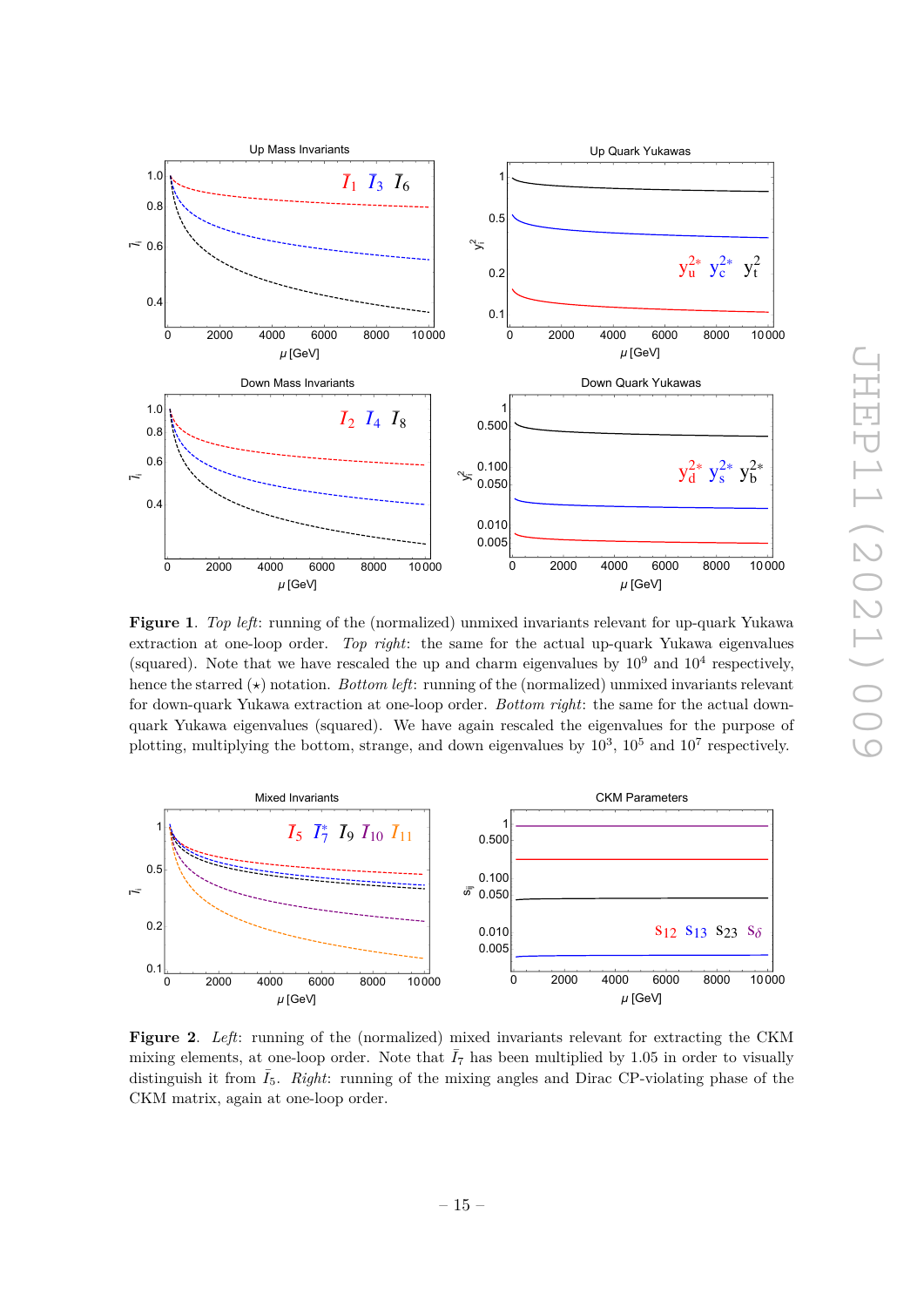**Figure 1**. *Top left*: running of the (normalized) unmixed invariants relevant for up-quark Yukawa extraction at one-loop order. *Top right*: the same for the actual up-quark Yukawa eigenvalues (squared). Note that we have rescaled the up and charm eigenvalues by $10^9$ and $10^4$ respectively, hence the starred ($\star$) notation. *Bottom left*: running of the (normalized) unmixed invariants relevant for down-quark Yukawa extraction at one-loop order. *Bottom right*: the same for the actual down-quark Yukawa eigenvalues (squared). We have again rescaled the eigenvalues for the purpose of plotting, multiplying the bottom, strange, and down eigenvalues by $10^3$, $10^5$ and $10^7$ respectively.

**Figure 2**. *Left*: running of the (normalized) mixed invariants relevant for extracting the CKM mixing elements, at one-loop order. Note that $\bar{I}_7$ has been multiplied by 1.05 in order to visually distinguish it from $\bar{I}_5$. *Right*: running of the mixing angles and Dirac CP-violating phase of the CKM matrix, again at one-loop order.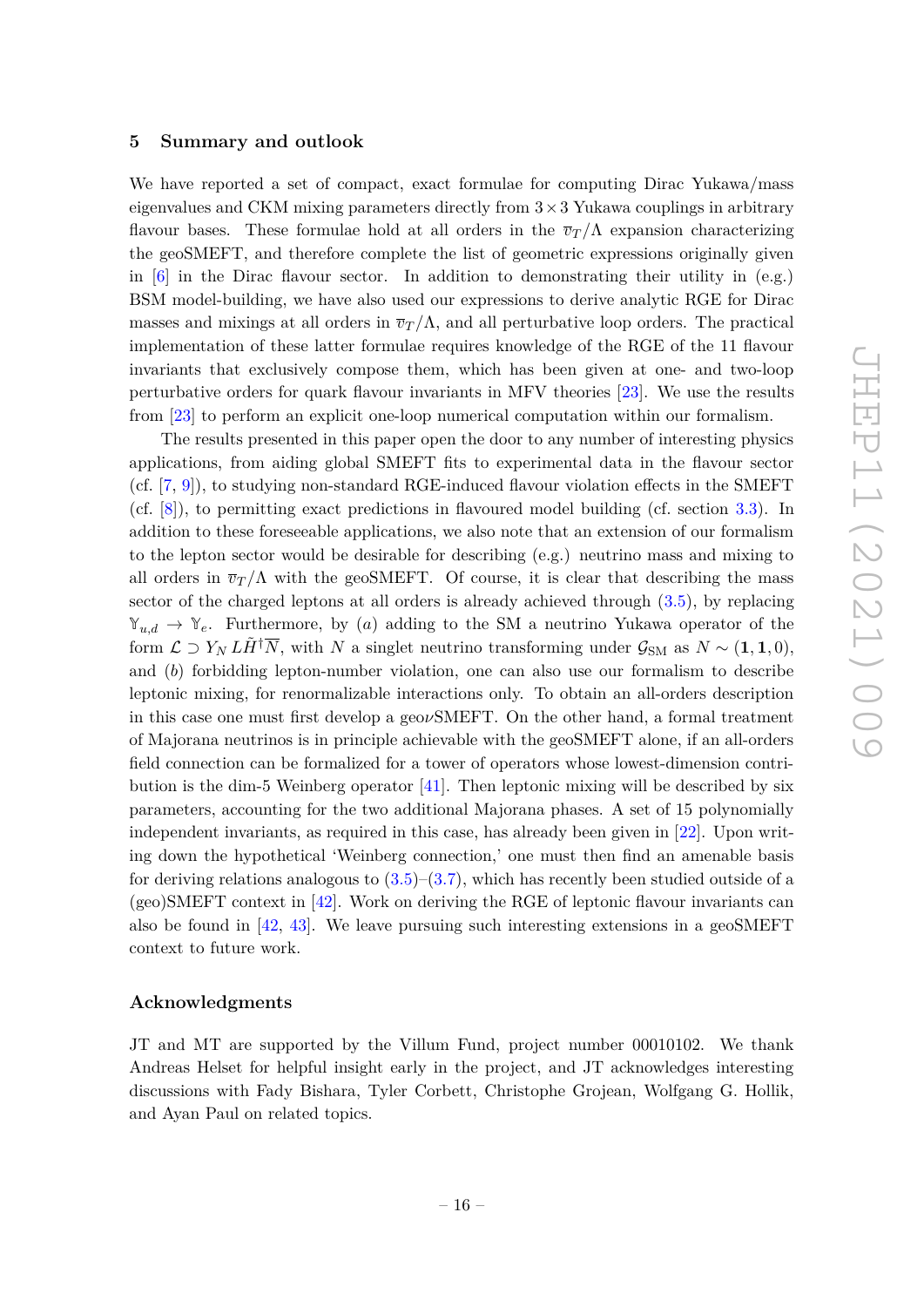## 5 Summary and outlook

We have reported a set of compact, exact formulae for computing Dirac Yukawa/mass eigenvalues and CKM mixing parameters directly from $3 \times 3$ Yukawa couplings in arbitrary flavour bases. These formulae hold at all orders in the $\overline{v}_T/\Lambda$ expansion characterizing the geoSMEFT, and therefore complete the list of geometric expressions originally given in [6] in the Dirac flavour sector. In addition to demonstrating their utility in (e.g.) BSM model-building, we have also used our expressions to derive analytic RGE for Dirac masses and mixings at all orders in $\overline{v}_T/\Lambda$, and all perturbative loop orders. The practical implementation of these latter formulae requires knowledge of the RGE of the 11 flavour invariants that exclusively compose them, which has been given at one- and two-loop perturbative orders for quark flavour invariants in MFV theories [23]. We use the results from [23] to perform an explicit one-loop numerical computation within our formalism.

The results presented in this paper open the door to any number of interesting physics applications, from aiding global SMEFT fits to experimental data in the flavour sector (cf. [7, 9]), to studying non-standard RGE-induced flavour violation effects in the SMEFT (cf. [8]), to permitting exact predictions in flavoured model building (cf. section 3.3). In addition to these foreseeable applications, we also note that an extension of our formalism to the lepton sector would be desirable for describing (e.g.) neutrino mass and mixing to all orders in $\overline{v}_T/\Lambda$ with the geoSMEFT. Of course, it is clear that describing the mass sector of the charged leptons at all orders is already achieved through (3.5), by replacing $\mathbb{Y}_{u,d} \rightarrow \mathbb{Y}_e$. Furthermore, by $(a)$ adding to the SM a neutrino Yukawa operator of the form $\mathcal{L} \supset Y_N \, L\tilde{H}^\dagger \overline{N}$, with $N$ a singlet neutrino transforming under $\mathcal{G}_{\text{SM}}$ as $N \sim (\mathbf{1}, \mathbf{1}, 0)$, and $(b)$ forbidding lepton-number violation, one can also use our formalism to describe leptonic mixing, for renormalizable interactions only. To obtain an all-orders description in this case one must first develop a geo$\nu$SMEFT. On the other hand, a formal treatment of Majorana neutrinos is in principle achievable with the geoSMEFT alone, if an all-orders field connection can be formalized for a tower of operators whose lowest-dimension contribution is the dim-5 Weinberg operator [41]. Then leptonic mixing will be described by six parameters, accounting for the two additional Majorana phases. A set of 15 polynomially independent invariants, as required in this case, has already been given in [22]. Upon writing down the hypothetical 'Weinberg connection,' one must then find an amenable basis for deriving relations analogous to (3.5)–(3.7), which has recently been studied outside of a (geo)SMEFT context in [42]. Work on deriving the RGE of leptonic flavour invariants can also be found in [42, 43]. We leave pursuing such interesting extensions in a geoSMEFT context to future work.

## Acknowledgments

JT and MT are supported by the Villum Fund, project number 00010102. We thank Andreas Helset for helpful insight early in the project, and JT acknowledges interesting discussions with Fady Bishara, Tyler Corbett, Christophe Grojean, Wolfgang G. Hollik, and Ayan Paul on related topics.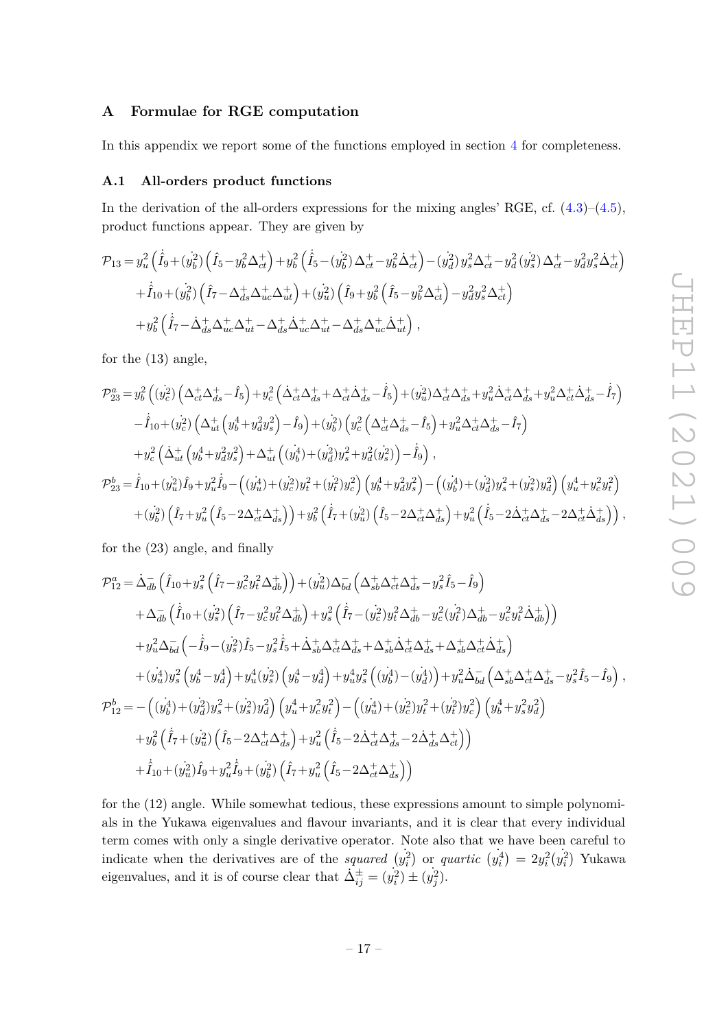## A Formulae for RGE computation

In this appendix we report some of the functions employed in section 4 for completeness.

### A.1 All-orders product functions

In the derivation of the all-orders expressions for the mixing angles' RGE, cf. (4.3)–(4.5), product functions appear. They are given by

$$
\begin{aligned}
\mathcal{P}_{13} = & \, y_u^2 \left(\dot{\hat{I}}_9 + (\dot{y_b^2}) \left(\hat{I}_5 - y_b^2 \Delta_{ct}^+\right) + y_b^2 \left(\dot{\hat{I}}_5 - (\dot{y_b^2})\, \Delta_{ct}^+ - y_b^2 \dot{\Delta}_{ct}^+\right) - (\dot{y_d^2})\, y_s^2 \Delta_{ct}^+ - y_d^2\, (\dot{y_s^2})\, \Delta_{ct}^+ - y_d^2 y_s^2 \dot{\Delta}_{ct}^+\right) \\
& + \dot{\hat{I}}_{10} + (\dot{y_b^2}) \left(\hat{I}_7 - \Delta_{ds}^+ \Delta_{uc}^+ \Delta_{ut}^+\right) + (\dot{y_u^2}) \left(\hat{I}_9 + y_b^2 \left(\hat{I}_5 - y_b^2 \Delta_{ct}^+\right) - y_d^2 y_s^2 \Delta_{ct}^+\right) \\
& + y_b^2 \left(\dot{\hat{I}}_7 - \dot{\Delta}_{ds}^+ \Delta_{uc}^+ \Delta_{ut}^+ - \Delta_{ds}^+ \dot{\Delta}_{uc}^+ \Delta_{ut}^+ - \Delta_{ds}^+ \Delta_{uc}^+ \dot{\Delta}_{ut}^+\right),
\end{aligned}
$$

for the (13) angle,

$$
\begin{aligned}
\mathcal{P}_{23}^a = & \, y_b^2 \left((\dot{y_c^2}) \left(\Delta_{ct}^+ \Delta_{ds}^+ - \hat{I}_5\right) + y_c^2 \left(\dot{\Delta}_{ct}^+ \Delta_{ds}^+ + \Delta_{ct}^+ \dot{\Delta}_{ds}^+ - \dot{\hat{I}}_5\right) + (\dot{y_u^2}) \Delta_{ct}^+ \Delta_{ds}^+ + y_u^2 \dot{\Delta}_{ct}^+ \Delta_{ds}^+ + y_u^2 \Delta_{ct}^+ \dot{\Delta}_{ds}^+ - \dot{\hat{I}}_7\right) \\
& - \dot{\hat{I}}_{10} + (\dot{y_c^2}) \left(\Delta_{ut}^+ \left(y_b^4 + y_d^2 y_s^2\right) - \hat{I}_9\right) + (\dot{y_b^2}) \left(y_c^2 \left(\Delta_{ct}^+ \Delta_{ds}^+ - \hat{I}_5\right) + y_u^2 \Delta_{ct}^+ \Delta_{ds}^+ - \hat{I}_7\right) \\
& + y_c^2 \left(\dot{\Delta}_{ut}^+ \left(y_b^4 + y_d^2 y_s^2\right) + \Delta_{ut}^+ \left((\dot{y_b^4}) + (\dot{y_d^2}) y_s^2 + y_d^2 (\dot{y_s^2})\right) - \dot{\hat{I}}_9\right), \\
\mathcal{P}_{23}^b = & \, \dot{\hat{I}}_{10} + (\dot{y_u^2}) \hat{I}_9 + y_u^2 \dot{\hat{I}}_9 - \left((\dot{y_u^4}) + (\dot{y_c^2}) y_t^2 + (\dot{y_t^2}) y_c^2\right) \left(y_b^4 + y_d^2 y_s^2\right) - \left((\dot{y_b^4}) + (\dot{y_d^2}) y_s^2 + (\dot{y_s^2}) y_d^2\right) \left(y_u^4 + y_c^2 y_t^2\right) \\
& + (\dot{y_b^2}) \left(\hat{I}_7 + y_u^2 \left(\hat{I}_5 - 2 \Delta_{ct}^+ \Delta_{ds}^+\right)\right) + y_b^2 \left(\dot{\hat{I}}_7 + (\dot{y_u^2}) \left(\hat{I}_5 - 2 \Delta_{ct}^+ \Delta_{ds}^+\right) + y_u^2 \left(\dot{\hat{I}}_5 - 2 \dot{\Delta}_{ct}^+ \Delta_{ds}^+ - 2 \Delta_{ct}^+ \dot{\Delta}_{ds}^+\right)\right),
\end{aligned}
$$

for the (23) angle, and finally

$$
\begin{aligned}
\mathcal{P}_{12}^a = & \, \dot{\Delta}_{db}^- \left(\hat{I}_{10} + y_s^2 \left(\hat{I}_7 - y_c^2 y_t^2 \Delta_{db}^+\right)\right) + (\dot{y_u^2}) \Delta_{bd}^- \left(\Delta_{sb}^+ \Delta_{ct}^+ \Delta_{ds}^+ - y_s^2 \hat{I}_5 - \hat{I}_9\right) \\
& + \Delta_{db}^- \left(\dot{\hat{I}}_{10} + (\dot{y_s^2}) \left(\hat{I}_7 - y_c^2 y_t^2 \Delta_{db}^+\right) + y_s^2 \left(\dot{\hat{I}}_7 - (\dot{y_c^2}) y_t^2 \Delta_{db}^+ - y_c^2 (\dot{y_t^2}) \Delta_{db}^+ - y_c^2 y_t^2 \dot{\Delta}_{db}^+\right)\right) \\
& + y_u^2 \Delta_{bd}^- \left(-\dot{\hat{I}}_9 - (\dot{y_s^2}) \hat{I}_5 - y_s^2 \dot{\hat{I}}_5 + \dot{\Delta}_{sb}^+ \Delta_{ct}^+ \Delta_{ds}^+ + \Delta_{sb}^+ \dot{\Delta}_{ct}^+ \Delta_{ds}^+ + \Delta_{sb}^+ \Delta_{ct}^+ \dot{\Delta}_{ds}^+\right) \\
& + (\dot{y_u^4}) y_s^2 \left(y_b^4 - y_d^4\right) + y_u^4 (\dot{y_s^2}) \left(y_b^4 - y_d^4\right) + y_u^4 y_s^2 \left((\dot{y_b^4}) - (\dot{y_d^4})\right) + y_u^2 \dot{\Delta}_{bd}^- \left(\Delta_{sb}^+ \Delta_{ct}^+ \Delta_{ds}^+ - y_s^2 \hat{I}_5 - \hat{I}_9\right), \\
\mathcal{P}_{12}^b = & - \left((\dot{y_b^4}) + (\dot{y_d^2}) y_s^2 + (\dot{y_s^2}) y_d^2\right) \left(y_u^4 + y_c^2 y_t^2\right) - \left((\dot{y_u^4}) + (\dot{y_c^2}) y_t^2 + (\dot{y_t^2}) y_c^2\right) \left(y_b^4 + y_s^2 y_d^2\right) \\
& + y_b^2 \left(\dot{\hat{I}}_7 + (\dot{y_u^2}) \left(\hat{I}_5 - 2 \Delta_{ct}^+ \Delta_{ds}^+\right) + y_u^2 \left(\dot{\hat{I}}_5 - 2 \dot{\Delta}_{ct}^+ \Delta_{ds}^+ - 2 \dot{\Delta}_{ds}^+ \Delta_{ct}^+\right)\right) \\
& + \dot{\hat{I}}_{10} + (\dot{y_u^2}) \hat{I}_9 + y_u^2 \dot{\hat{I}}_9 + (\dot{y_b^2}) \left(\hat{I}_7 + y_u^2 \left(\hat{I}_5 - 2 \Delta_{ct}^+ \Delta_{ds}^+\right)\right)
\end{aligned}
$$

for the (12) angle. While somewhat tedious, these expressions amount to simple polynomials in the Yukawa eigenvalues and flavour invariants, and it is clear that every individual term comes with only a single derivative operator. Note also that we have been careful to indicate when the derivatives are of the *squared* $(\dot{y_i^2})$ or *quartic* $(\dot{y_i^4}) = 2 y_i^2 (\dot{y_i^2})$ Yukawa eigenvalues, and it is of course clear that $\dot{\Delta}_{ij}^\pm = (\dot{y_i^2}) \pm (\dot{y_j^2})$.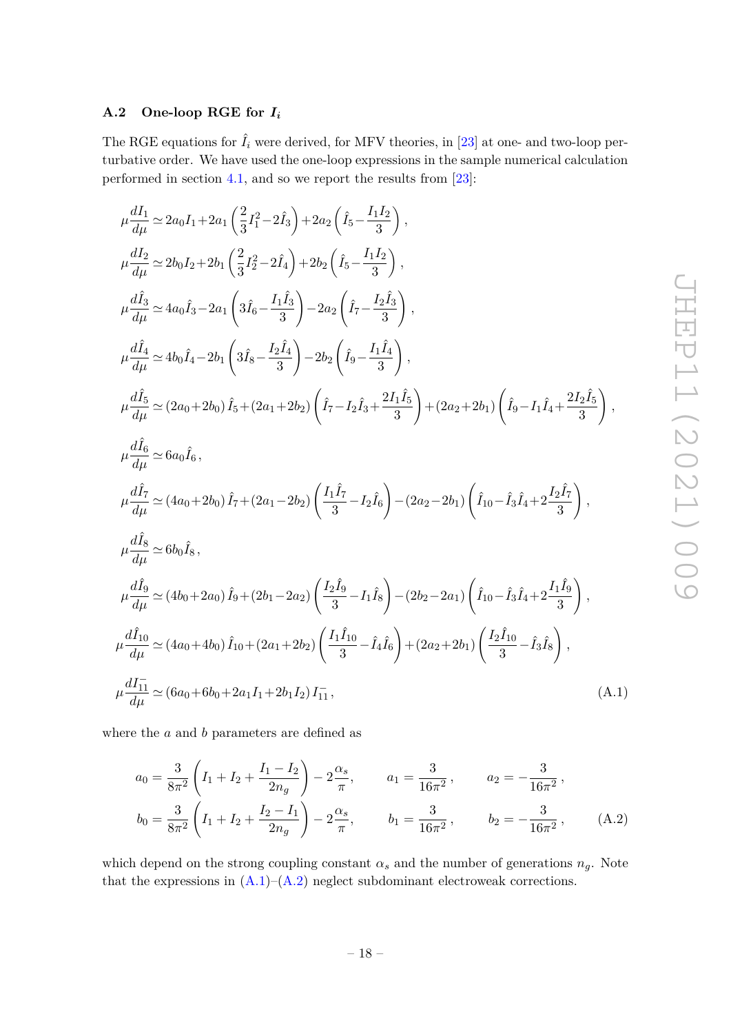### A.2 One-loop RGE for $I_i$

The RGE equations for $\hat{I}_i$ were derived, for MFV theories, in [23] at one- and two-loop perturbative order. We have used the one-loop expressions in the sample numerical calculation performed in section 4.1, and so we report the results from [23]:

$$
\begin{aligned}
\mu\frac{dI_1}{d\mu} &\simeq 2a_0 I_1 + 2a_1\left(\frac{2}{3}I_1^2 - 2\hat{I}_3\right) + 2a_2\left(\hat{I}_5 - \frac{I_1 I_2}{3}\right), \\
\mu\frac{dI_2}{d\mu} &\simeq 2b_0 I_2 + 2b_1\left(\frac{2}{3}I_2^2 - 2\hat{I}_4\right) + 2b_2\left(\hat{I}_5 - \frac{I_1 I_2}{3}\right), \\
\mu\frac{d\hat{I}_3}{d\mu} &\simeq 4a_0\hat{I}_3 - 2a_1\left(3\hat{I}_6 - \frac{I_1\hat{I}_3}{3}\right) - 2a_2\left(\hat{I}_7 - \frac{I_2\hat{I}_3}{3}\right), \\
\mu\frac{d\hat{I}_4}{d\mu} &\simeq 4b_0\hat{I}_4 - 2b_1\left(3\hat{I}_8 - \frac{I_2\hat{I}_4}{3}\right) - 2b_2\left(\hat{I}_9 - \frac{I_1\hat{I}_4}{3}\right), \\
\mu\frac{d\hat{I}_5}{d\mu} &\simeq (2a_0+2b_0)\,\hat{I}_5 + (2a_1+2b_2)\left(\hat{I}_7 - I_2\hat{I}_3 + \frac{2I_1\hat{I}_5}{3}\right) + (2a_2+2b_1)\left(\hat{I}_9 - I_1\hat{I}_4 + \frac{2I_2\hat{I}_5}{3}\right), \\
\mu\frac{d\hat{I}_6}{d\mu} &\simeq 6a_0\hat{I}_6, \\
\mu\frac{d\hat{I}_7}{d\mu} &\simeq (4a_0+2b_0)\,\hat{I}_7 + (2a_1-2b_2)\left(\frac{I_1\hat{I}_7}{3} - I_2\hat{I}_6\right) - (2a_2-2b_1)\left(\hat{I}_{10} - \hat{I}_3\hat{I}_4 + 2\frac{I_2\hat{I}_7}{3}\right), \\
\mu\frac{d\hat{I}_8}{d\mu} &\simeq 6b_0\hat{I}_8, \\
\mu\frac{d\hat{I}_9}{d\mu} &\simeq (4b_0+2a_0)\,\hat{I}_9 + (2b_1-2a_2)\left(\frac{I_2\hat{I}_9}{3} - I_1\hat{I}_8\right) - (2b_2-2a_1)\left(\hat{I}_{10} - \hat{I}_3\hat{I}_4 + 2\frac{I_1\hat{I}_9}{3}\right), \\
\mu\frac{d\hat{I}_{10}}{d\mu} &\simeq (4a_0+4b_0)\,\hat{I}_{10} + (2a_1+2b_2)\left(\frac{I_1\hat{I}_{10}}{3} - \hat{I}_4\hat{I}_6\right) + (2a_2+2b_1)\left(\frac{I_2\hat{I}_{10}}{3} - \hat{I}_3\hat{I}_8\right), \\
\mu\frac{dI_{11}^-}{d\mu} &\simeq (6a_0+6b_0+2a_1 I_1+2b_1 I_2)\, I_{11}^-,
\end{aligned}
\tag{A.1}
$$

where the $a$ and $b$ parameters are defined as

$$
\begin{aligned}
a_0 &= \frac{3}{8\pi^2}\left(I_1 + I_2 + \frac{I_1 - I_2}{2n_g}\right) - 2\frac{\alpha_s}{\pi}, \qquad a_1 = \frac{3}{16\pi^2}, \qquad a_2 = -\frac{3}{16\pi^2}, \\
b_0 &= \frac{3}{8\pi^2}\left(I_1 + I_2 + \frac{I_2 - I_1}{2n_g}\right) - 2\frac{\alpha_s}{\pi}, \qquad b_1 = \frac{3}{16\pi^2}, \qquad b_2 = -\frac{3}{16\pi^2},
\end{aligned}
\tag{A.2}
$$

which depend on the strong coupling constant $\alpha_s$ and the number of generations $n_g$. Note that the expressions in (A.1)–(A.2) neglect subdominant electroweak corrections.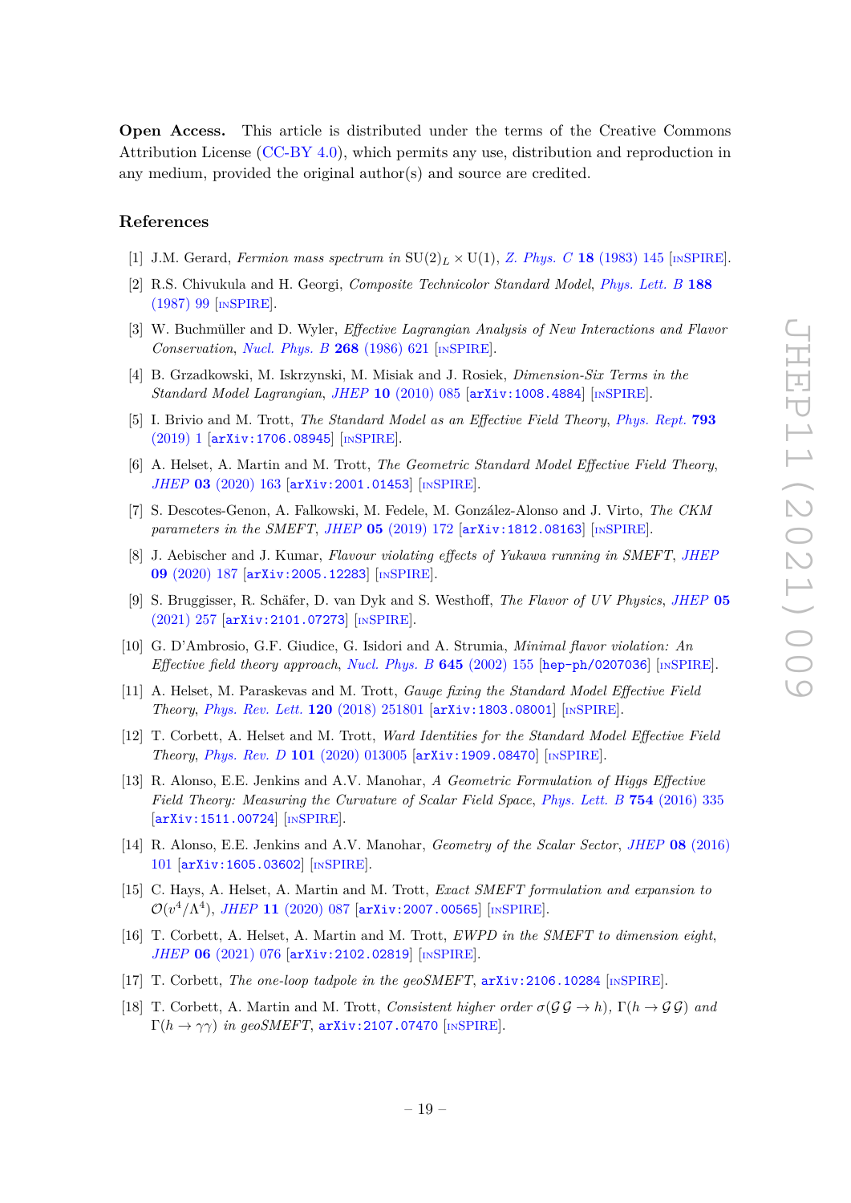**Open Access.** This article is distributed under the terms of the Creative Commons Attribution License (CC-BY 4.0), which permits any use, distribution and reproduction in any medium, provided the original author(s) and source are credited.

## References

[1] J.M. Gerard, *Fermion mass spectrum in* $\mathrm{SU}(2)_L \times \mathrm{U}(1)$, *Z. Phys. C* **18** (1983) 145 [INSPIRE].

[2] R.S. Chivukula and H. Georgi, *Composite Technicolor Standard Model*, *Phys. Lett. B* **188** (1987) 99 [INSPIRE].

[3] W. Buchmüller and D. Wyler, *Effective Lagrangian Analysis of New Interactions and Flavor Conservation*, *Nucl. Phys. B* **268** (1986) 621 [INSPIRE].

[4] B. Grzadkowski, M. Iskrzynski, M. Misiak and J. Rosiek, *Dimension-Six Terms in the Standard Model Lagrangian*, *JHEP* **10** (2010) 085 [arXiv:1008.4884] [INSPIRE].

[5] I. Brivio and M. Trott, *The Standard Model as an Effective Field Theory*, *Phys. Rept.* **793** (2019) 1 [arXiv:1706.08945] [INSPIRE].

[6] A. Helset, A. Martin and M. Trott, *The Geometric Standard Model Effective Field Theory*, *JHEP* **03** (2020) 163 [arXiv:2001.01453] [INSPIRE].

[7] S. Descotes-Genon, A. Falkowski, M. Fedele, M. González-Alonso and J. Virto, *The CKM parameters in the SMEFT*, *JHEP* **05** (2019) 172 [arXiv:1812.08163] [INSPIRE].

[8] J. Aebischer and J. Kumar, *Flavour violating effects of Yukawa running in SMEFT*, *JHEP* **09** (2020) 187 [arXiv:2005.12283] [INSPIRE].

[9] S. Bruggisser, R. Schäfer, D. van Dyk and S. Westhoff, *The Flavor of UV Physics*, *JHEP* **05** (2021) 257 [arXiv:2101.07273] [INSPIRE].

[10] G. D'Ambrosio, G.F. Giudice, G. Isidori and A. Strumia, *Minimal flavor violation: An Effective field theory approach*, *Nucl. Phys. B* **645** (2002) 155 [hep-ph/0207036] [INSPIRE].

[11] A. Helset, M. Paraskevas and M. Trott, *Gauge fixing the Standard Model Effective Field Theory*, *Phys. Rev. Lett.* **120** (2018) 251801 [arXiv:1803.08001] [INSPIRE].

[12] T. Corbett, A. Helset and M. Trott, *Ward Identities for the Standard Model Effective Field Theory*, *Phys. Rev. D* **101** (2020) 013005 [arXiv:1909.08470] [INSPIRE].

[13] R. Alonso, E.E. Jenkins and A.V. Manohar, *A Geometric Formulation of Higgs Effective Field Theory: Measuring the Curvature of Scalar Field Space*, *Phys. Lett. B* **754** (2016) 335 [arXiv:1511.00724] [INSPIRE].

[14] R. Alonso, E.E. Jenkins and A.V. Manohar, *Geometry of the Scalar Sector*, *JHEP* **08** (2016) 101 [arXiv:1605.03602] [INSPIRE].

[15] C. Hays, A. Helset, A. Martin and M. Trott, *Exact SMEFT formulation and expansion to* $\mathcal{O}(v^4/\Lambda^4)$, *JHEP* **11** (2020) 087 [arXiv:2007.00565] [INSPIRE].

[16] T. Corbett, A. Helset, A. Martin and M. Trott, *EWPD in the SMEFT to dimension eight*, *JHEP* **06** (2021) 076 [arXiv:2102.02819] [INSPIRE].

[17] T. Corbett, *The one-loop tadpole in the geoSMEFT*, arXiv:2106.10284 [INSPIRE].

[18] T. Corbett, A. Martin and M. Trott, *Consistent higher order* $\sigma(\mathcal{G}\,\mathcal{G} \to h)$, $\Gamma(h \to \mathcal{G}\,\mathcal{G})$ *and* $\Gamma(h \to \gamma\gamma)$ *in geoSMEFT*, arXiv:2107.07470 [INSPIRE].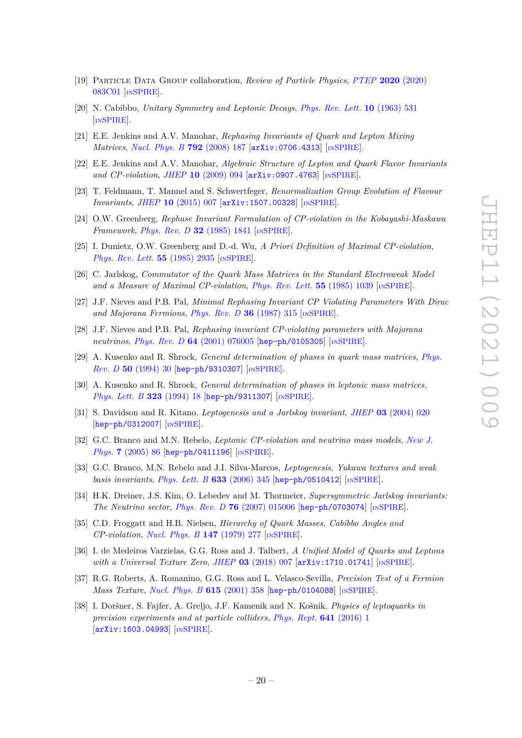[19] Particle Data Group collaboration, *Review of Particle Physics*, *PTEP* **2020** (2020) 083C01 [inSPIRE].

[20] N. Cabibbo, *Unitary Symmetry and Leptonic Decays*, *Phys. Rev. Lett.* **10** (1963) 531 [inSPIRE].

[21] E.E. Jenkins and A.V. Manohar, *Rephasing Invariants of Quark and Lepton Mixing Matrices*, *Nucl. Phys. B* **792** (2008) 187 [arXiv:0706.4313] [inSPIRE].

[22] E.E. Jenkins and A.V. Manohar, *Algebraic Structure of Lepton and Quark Flavor Invariants and CP-violation*, *JHEP* **10** (2009) 094 [arXiv:0907.4763] [inSPIRE].

[23] T. Feldmann, T. Mannel and S. Schwertfeger, *Renormalization Group Evolution of Flavour Invariants*, *JHEP* **10** (2015) 007 [arXiv:1507.00328] [inSPIRE].

[24] O.W. Greenberg, *Rephase Invariant Formulation of CP-violation in the Kobayashi-Maskawa Framework*, *Phys. Rev. D* **32** (1985) 1841 [inSPIRE].

[25] I. Dunietz, O.W. Greenberg and D.-d. Wu, *A Priori Definition of Maximal CP-violation*, *Phys. Rev. Lett.* **55** (1985) 2935 [inSPIRE].

[26] C. Jarlskog, *Commutator of the Quark Mass Matrices in the Standard Electroweak Model and a Measure of Maximal CP-violation*, *Phys. Rev. Lett.* **55** (1985) 1039 [inSPIRE].

[27] J.F. Nieves and P.B. Pal, *Minimal Rephasing Invariant CP Violating Parameters With Dirac and Majorana Fermions*, *Phys. Rev. D* **36** (1987) 315 [inSPIRE].

[28] J.F. Nieves and P.B. Pal, *Rephasing invariant CP-violating parameters with Majorana neutrinos*, *Phys. Rev. D* **64** (2001) 076005 [hep-ph/0105305] [inSPIRE].

[29] A. Kusenko and R. Shrock, *General determination of phases in quark mass matrices*, *Phys. Rev. D* **50** (1994) 30 [hep-ph/9310307] [inSPIRE].

[30] A. Kusenko and R. Shrock, *General determination of phases in leptonic mass matrices*, *Phys. Lett. B* **323** (1994) 18 [hep-ph/9311307] [inSPIRE].

[31] S. Davidson and R. Kitano, *Leptogenesis and a Jarlskog invariant*, *JHEP* **03** (2004) 020 [hep-ph/0312007] [inSPIRE].

[32] G.C. Branco and M.N. Rebelo, *Leptonic CP-violation and neutrino mass models*, *New J. Phys.* **7** (2005) 86 [hep-ph/0411196] [inSPIRE].

[33] G.C. Branco, M.N. Rebelo and J.I. Silva-Marcos, *Leptogenesis, Yukawa textures and weak basis invariants*, *Phys. Lett. B* **633** (2006) 345 [hep-ph/0510412] [inSPIRE].

[34] H.K. Dreiner, J.S. Kim, O. Lebedev and M. Thormeier, *Supersymmetric Jarlskog invariants: The Neutrino sector*, *Phys. Rev. D* **76** (2007) 015006 [hep-ph/0703074] [inSPIRE].

[35] C.D. Froggatt and H.B. Nielsen, *Hierarchy of Quark Masses, Cabibbo Angles and CP-violation*, *Nucl. Phys. B* **147** (1979) 277 [inSPIRE].

[36] I. de Medeiros Varzielas, G.G. Ross and J. Talbert, *A Unified Model of Quarks and Leptons with a Universal Texture Zero*, *JHEP* **03** (2018) 007 [arXiv:1710.01741] [inSPIRE].

[37] R.G. Roberts, A. Romanino, G.G. Ross and L. Velasco-Sevilla, *Precision Test of a Fermion Mass Texture*, *Nucl. Phys. B* **615** (2001) 358 [hep-ph/0104088] [inSPIRE].

[38] I. Doršner, S. Fajfer, A. Greljo, J.F. Kamenik and N. Košnik, *Physics of leptoquarks in precision experiments and at particle colliders*, *Phys. Rept.* **641** (2016) 1 [arXiv:1603.04993] [inSPIRE].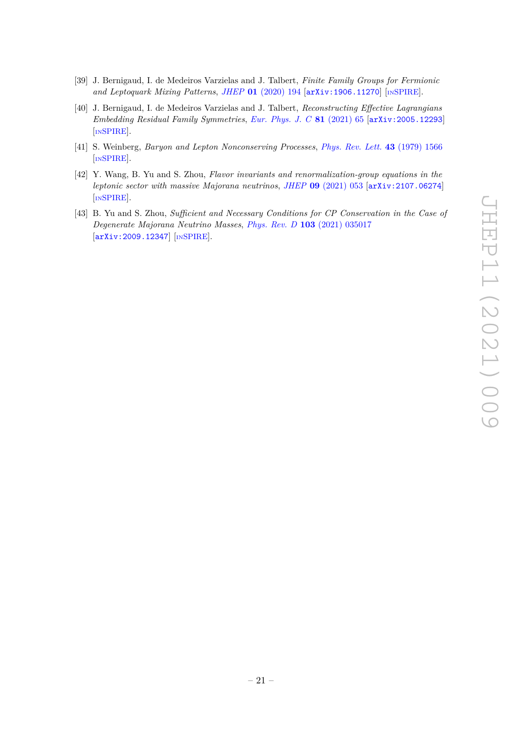[39] J. Bernigaud, I. de Medeiros Varzielas and J. Talbert, *Finite Family Groups for Fermionic and Leptoquark Mixing Patterns*, *JHEP* **01** (2020) 194 [arXiv:1906.11270] [INSPIRE].

[40] J. Bernigaud, I. de Medeiros Varzielas and J. Talbert, *Reconstructing Effective Lagrangians Embedding Residual Family Symmetries*, *Eur. Phys. J. C* **81** (2021) 65 [arXiv:2005.12293] [INSPIRE].

[41] S. Weinberg, *Baryon and Lepton Nonconserving Processes*, *Phys. Rev. Lett.* **43** (1979) 1566 [INSPIRE].

[42] Y. Wang, B. Yu and S. Zhou, *Flavor invariants and renormalization-group equations in the leptonic sector with massive Majorana neutrinos*, *JHEP* **09** (2021) 053 [arXiv:2107.06274] [INSPIRE].

[43] B. Yu and S. Zhou, *Sufficient and Necessary Conditions for CP Conservation in the Case of Degenerate Majorana Neutrino Masses*, *Phys. Rev. D* **103** (2021) 035017 [arXiv:2009.12347] [INSPIRE].